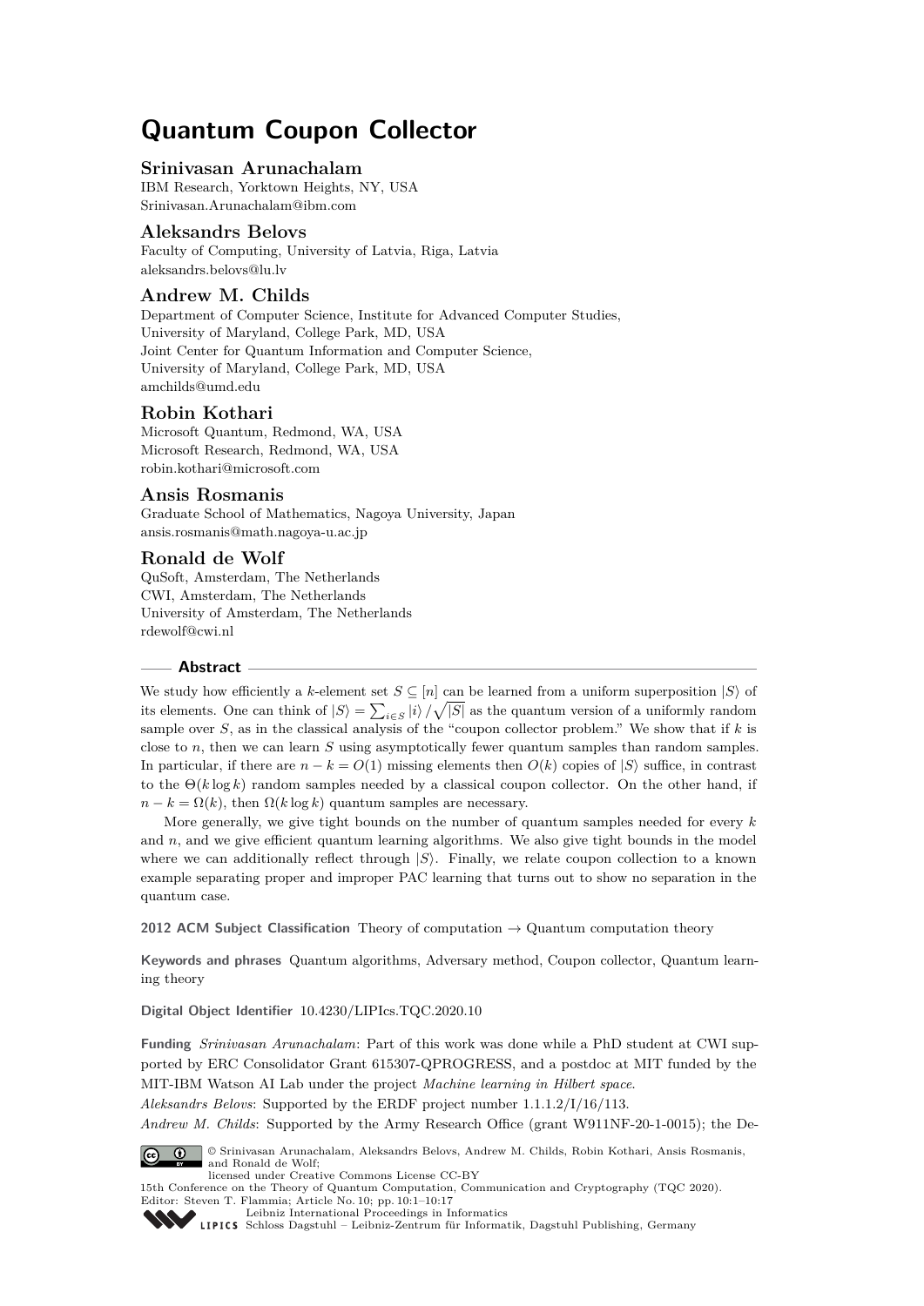# Quantum Coupon Collector

## Srinivasan Arunachalam

IBM Research, Yorktown Heights, NY, USA
Srinivasan.Arunachalam@ibm.com

## Aleksandrs Belovs

Faculty of Computing, University of Latvia, Riga, Latvia
aleksandrs.belovs@lu.lv

## Andrew M. Childs

Department of Computer Science, Institute for Advanced Computer Studies,
University of Maryland, College Park, MD, USA
Joint Center for Quantum Information and Computer Science,
University of Maryland, College Park, MD, USA
amchilds@umd.edu

## Robin Kothari

Microsoft Quantum, Redmond, WA, USA
Microsoft Research, Redmond, WA, USA
robin.kothari@microsoft.com

## Ansis Rosmanis

Graduate School of Mathematics, Nagoya University, Japan
ansis.rosmanis@math.nagoya-u.ac.jp

## Ronald de Wolf

QuSoft, Amsterdam, The Netherlands
CWI, Amsterdam, The Netherlands
University of Amsterdam, The Netherlands
rdewolf@cwi.nl

### Abstract

We study how efficiently a $k$-element set $S \subseteq [n]$ can be learned from a uniform superposition $|S\rangle$ of its elements. One can think of $|S\rangle = \sum_{i \in S} |i\rangle / \sqrt{|S|}$ as the quantum version of a uniformly random sample over $S$, as in the classical analysis of the "coupon collector problem." We show that if $k$ is close to $n$, then we can learn $S$ using asymptotically fewer quantum samples than random samples. In particular, if there are $n - k = O(1)$ missing elements then $O(k)$ copies of $|S\rangle$ suffice, in contrast to the $\Theta(k \log k)$ random samples needed by a classical coupon collector. On the other hand, if $n - k = \Omega(k)$, then $\Omega(k \log k)$ quantum samples are necessary.

More generally, we give tight bounds on the number of quantum samples needed for every $k$ and $n$, and we give efficient quantum learning algorithms. We also give tight bounds in the model where we can additionally reflect through $|S\rangle$. Finally, we relate coupon collection to a known example separating proper and improper PAC learning that turns out to show no separation in the quantum case.

**2012 ACM Subject Classification** Theory of computation → Quantum computation theory

**Keywords and phrases** Quantum algorithms, Adversary method, Coupon collector, Quantum learning theory

**Digital Object Identifier** 10.4230/LIPIcs.TQC.2020.10

**Funding** *Srinivasan Arunachalam*: Part of this work was done while a PhD student at CWI supported by ERC Consolidator Grant 615307-QPROGRESS, and a postdoc at MIT funded by the MIT-IBM Watson AI Lab under the project *Machine learning in Hilbert space*.
*Aleksandrs Belovs*: Supported by the ERDF project number 1.1.1.2/I/16/113.
*Andrew M. Childs*: Supported by the Army Research Office (grant W911NF-20-1-0015); the De-

© Srinivasan Arunachalam, Aleksandrs Belovs, Andrew M. Childs, Robin Kothari, Ansis Rosmanis, and Ronald de Wolf;
licensed under Creative Commons License CC-BY
15th Conference on the Theory of Quantum Computation, Communication and Cryptography (TQC 2020).
Editor: Steven T. Flammia; Article No. 10; pp. 10:1–10:17
Leibniz International Proceedings in Informatics
Schloss Dagstuhl – Leibniz-Zentrum für Informatik, Dagstuhl Publishing, Germany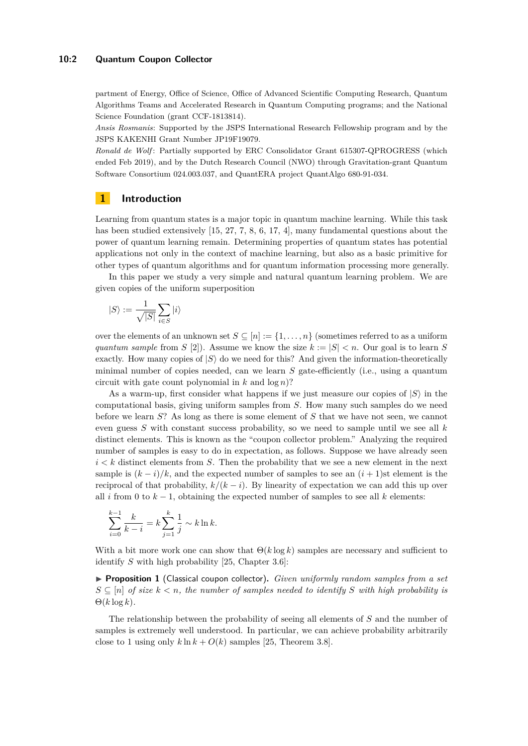partment of Energy, Office of Science, Office of Advanced Scientific Computing Research, Quantum Algorithms Teams and Accelerated Research in Quantum Computing programs; and the National Science Foundation (grant CCF-1813814).

*Ansis Rosmanis*: Supported by the JSPS International Research Fellowship program and by the JSPS KAKENHI Grant Number JP19F19079.

*Ronald de Wolf*: Partially supported by ERC Consolidator Grant 615307-QPROGRESS (which ended Feb 2019), and by the Dutch Research Council (NWO) through Gravitation-grant Quantum Software Consortium 024.003.037, and QuantERA project QuantAlgo 680-91-034.

## 1 Introduction

Learning from quantum states is a major topic in quantum machine learning. While this task has been studied extensively [15, 27, 7, 8, 6, 17, 4], many fundamental questions about the power of quantum learning remain. Determining properties of quantum states has potential applications not only in the context of machine learning, but also as a basic primitive for other types of quantum algorithms and for quantum information processing more generally.

In this paper we study a very simple and natural quantum learning problem. We are given copies of the uniform superposition

$$|S\rangle := \frac{1}{\sqrt{|S|}} \sum_{i \in S} |i\rangle$$

over the elements of an unknown set $S \subseteq [n] := \{1, \ldots, n\}$ (sometimes referred to as a *uniform quantum sample* from $S$ [2]). Assume we know the size $k := |S| < n$. Our goal is to learn $S$ exactly. How many copies of $|S\rangle$ do we need for this? And given the information-theoretically minimal number of copies needed, can we learn $S$ gate-efficiently (i.e., using a quantum circuit with gate count polynomial in $k$ and $\log n$)?

As a warm-up, first consider what happens if we just measure our copies of $|S\rangle$ in the computational basis, giving uniform samples from $S$. How many such samples do we need before we learn $S$? As long as there is some element of $S$ that we have not seen, we cannot even guess $S$ with constant success probability, so we need to sample until we see all $k$ distinct elements. This is known as the "coupon collector problem." Analyzing the required number of samples is easy to do in expectation, as follows. Suppose we have already seen $i < k$ distinct elements from $S$. Then the probability that we see a new element in the next sample is $(k - i)/k$, and the expected number of samples to see an $(i + 1)$st element is the reciprocal of that probability, $k/(k - i)$. By linearity of expectation we can add this up over all $i$ from 0 to $k - 1$, obtaining the expected number of samples to see all $k$ elements:

$$\sum_{i=0}^{k-1} \frac{k}{k-i} = k \sum_{j=1}^{k} \frac{1}{j} \sim k \ln k.$$

With a bit more work one can show that $\Theta(k \log k)$ samples are necessary and sufficient to identify $S$ with high probability [25, Chapter 3.6]:

▶ **Proposition 1** (Classical coupon collector). *Given uniformly random samples from a set $S \subseteq [n]$ of size $k < n$, the number of samples needed to identify $S$ with high probability is $\Theta(k \log k)$.*

The relationship between the probability of seeing all elements of $S$ and the number of samples is extremely well understood. In particular, we can achieve probability arbitrarily close to 1 using only $k \ln k + O(k)$ samples [25, Theorem 3.8].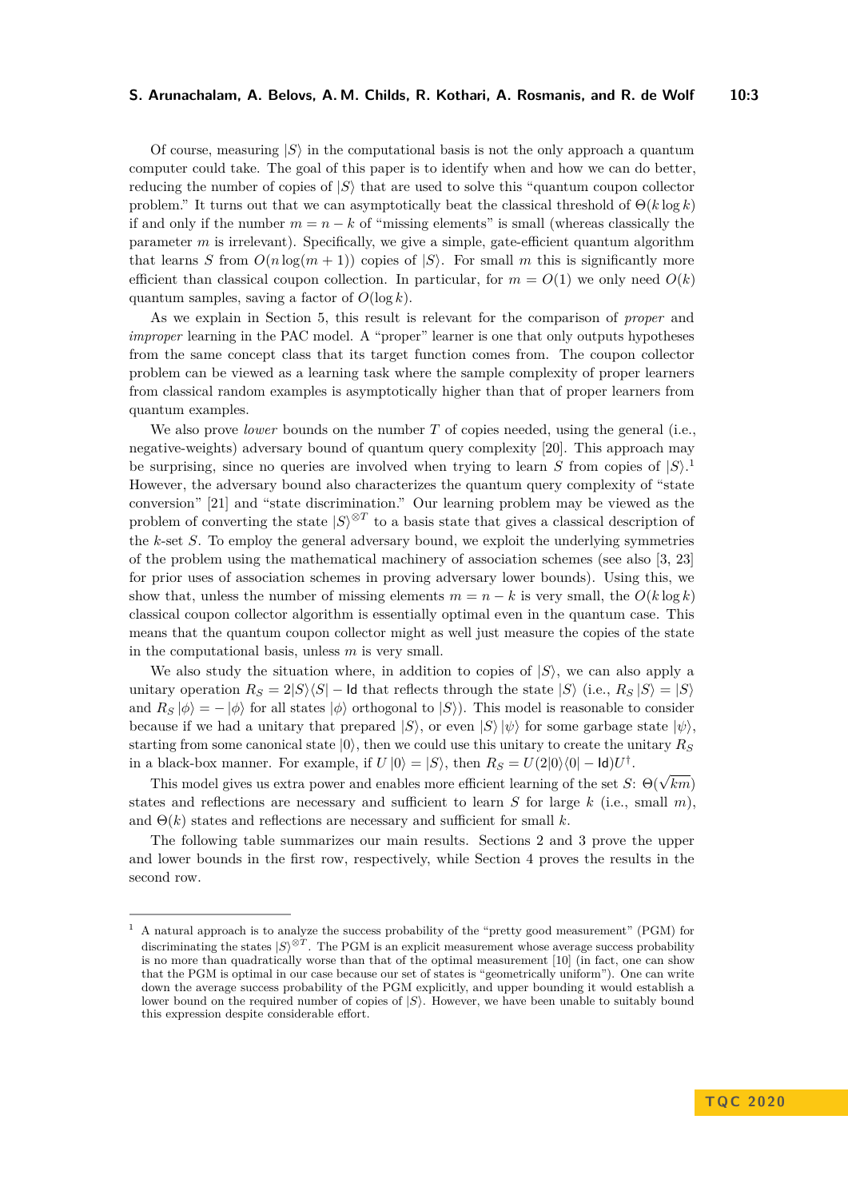Of course, measuring $|S\rangle$ in the computational basis is not the only approach a quantum computer could take. The goal of this paper is to identify when and how we can do better, reducing the number of copies of $|S\rangle$ that are used to solve this "quantum coupon collector problem." It turns out that we can asymptotically beat the classical threshold of $\Theta(k \log k)$ if and only if the number $m = n - k$ of "missing elements" is small (whereas classically the parameter $m$ is irrelevant). Specifically, we give a simple, gate-efficient quantum algorithm that learns $S$ from $O(n \log(m+1))$ copies of $|S\rangle$. For small $m$ this is significantly more efficient than classical coupon collection. In particular, for $m = O(1)$ we only need $O(k)$ quantum samples, saving a factor of $O(\log k)$.

As we explain in Section 5, this result is relevant for the comparison of *proper* and *improper* learning in the PAC model. A "proper" learner is one that only outputs hypotheses from the same concept class that its target function comes from. The coupon collector problem can be viewed as a learning task where the sample complexity of proper learners from classical random examples is asymptotically higher than that of proper learners from quantum examples.

We also prove *lower* bounds on the number $T$ of copies needed, using the general (i.e., negative-weights) adversary bound of quantum query complexity [20]. This approach may be surprising, since no queries are involved when trying to learn $S$ from copies of $|S\rangle$.[1] However, the adversary bound also characterizes the quantum query complexity of "state conversion" [21] and "state discrimination." Our learning problem may be viewed as the problem of converting the state $|S\rangle^{\otimes T}$ to a basis state that gives a classical description of the $k$-set $S$. To employ the general adversary bound, we exploit the underlying symmetries of the problem using the mathematical machinery of association schemes (see also [3, 23] for prior uses of association schemes in proving adversary lower bounds). Using this, we show that, unless the number of missing elements $m = n - k$ is very small, the $O(k \log k)$ classical coupon collector algorithm is essentially optimal even in the quantum case. This means that the quantum coupon collector might as well just measure the copies of the state in the computational basis, unless $m$ is very small.

We also study the situation where, in addition to copies of $|S\rangle$, we can also apply a unitary operation $R_S = 2|S\rangle\langle S| - \mathsf{Id}$ that reflects through the state $|S\rangle$ (i.e., $R_S|S\rangle = |S\rangle$ and $R_S|\phi\rangle = -|\phi\rangle$ for all states $|\phi\rangle$ orthogonal to $|S\rangle$). This model is reasonable to consider because if we had a unitary that prepared $|S\rangle$, or even $|S\rangle|\psi\rangle$ for some garbage state $|\psi\rangle$, starting from some canonical state $|0\rangle$, then we could use this unitary to create the unitary $R_S$ in a black-box manner. For example, if $U|0\rangle = |S\rangle$, then $R_S = U(2|0\rangle\langle 0| - \mathsf{Id})U^\dagger$.

This model gives us extra power and enables more efficient learning of the set $S$: $\Theta(\sqrt{km})$ states and reflections are necessary and sufficient to learn $S$ for large $k$ (i.e., small $m$), and $\Theta(k)$ states and reflections are necessary and sufficient for small $k$.

The following table summarizes our main results. Sections 2 and 3 prove the upper and lower bounds in the first row, respectively, while Section 4 proves the results in the second row.

---

[1] A natural approach is to analyze the success probability of the "pretty good measurement" (PGM) for discriminating the states $|S\rangle^{\otimes T}$. The PGM is an explicit measurement whose average success probability is no more than quadratically worse than that of the optimal measurement [10] (in fact, one can show that the PGM is optimal in our case because our set of states is "geometrically uniform"). One can write down the average success probability of the PGM explicitly, and upper bounding it would establish a lower bound on the required number of copies of $|S\rangle$. However, we have been unable to suitably bound this expression despite considerable effort.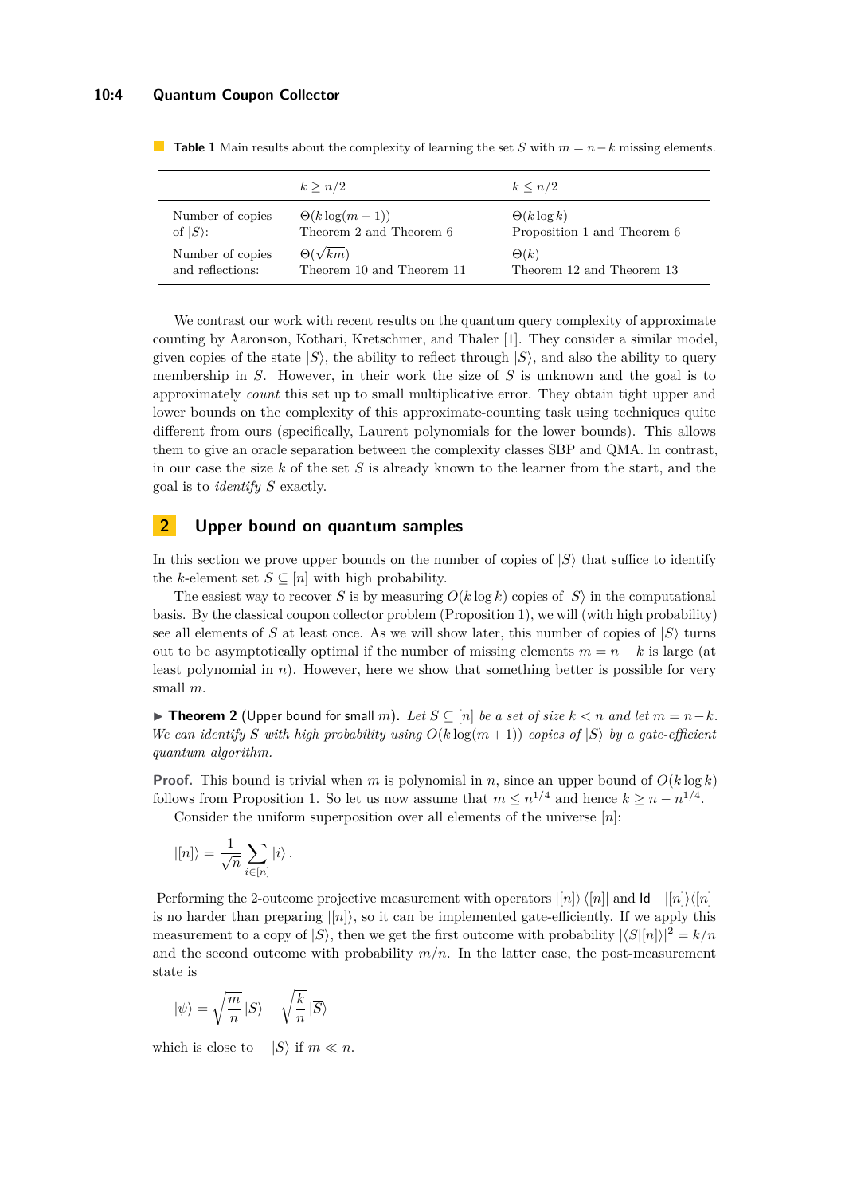**Table 1** Main results about the complexity of learning the set $S$ with $m = n - k$ missing elements.

| | $k \geq n/2$ | $k \leq n/2$ |
|---|---|---|
| Number of copies of $\|S\rangle$: | $\Theta(k \log(m+1))$ Theorem 2 and Theorem 6 | $\Theta(k \log k)$ Proposition 1 and Theorem 6 |
| Number of copies and reflections: | $\Theta(\sqrt{km})$ Theorem 10 and Theorem 11 | $\Theta(k)$ Theorem 12 and Theorem 13 |

We contrast our work with recent results on the quantum query complexity of approximate counting by Aaronson, Kothari, Kretschmer, and Thaler [1]. They consider a similar model, given copies of the state $|S\rangle$, the ability to reflect through $|S\rangle$, and also the ability to query membership in $S$. However, in their work the size of $S$ is unknown and the goal is to approximately *count* this set up to small multiplicative error. They obtain tight upper and lower bounds on the complexity of this approximate-counting task using techniques quite different from ours (specifically, Laurent polynomials for the lower bounds). This allows them to give an oracle separation between the complexity classes SBP and QMA. In contrast, in our case the size $k$ of the set $S$ is already known to the learner from the start, and the goal is to *identify* $S$ exactly.

## 2 Upper bound on quantum samples

In this section we prove upper bounds on the number of copies of $|S\rangle$ that suffice to identify the $k$-element set $S \subseteq [n]$ with high probability.

The easiest way to recover $S$ is by measuring $O(k \log k)$ copies of $|S\rangle$ in the computational basis. By the classical coupon collector problem (Proposition 1), we will (with high probability) see all elements of $S$ at least once. As we will show later, this number of copies of $|S\rangle$ turns out to be asymptotically optimal if the number of missing elements $m = n - k$ is large (at least polynomial in $n$). However, here we show that something better is possible for very small $m$.

▶ **Theorem 2** (Upper bound for small $m$). *Let $S \subseteq [n]$ be a set of size $k < n$ and let $m = n - k$. We can identify $S$ with high probability using $O(k \log(m+1))$ copies of $|S\rangle$ by a gate-efficient quantum algorithm.*

**Proof.** This bound is trivial when $m$ is polynomial in $n$, since an upper bound of $O(k \log k)$ follows from Proposition 1. So let us now assume that $m \leq n^{1/4}$ and hence $k \geq n - n^{1/4}$.

Consider the uniform superposition over all elements of the universe $[n]$:

$$|[n]\rangle = \frac{1}{\sqrt{n}} \sum_{i \in [n]} |i\rangle .$$

Performing the 2-outcome projective measurement with operators $|[n]\rangle\langle[n]|$ and $\mathsf{Id} - |[n]\rangle\langle[n]|$ is no harder than preparing $|[n]\rangle$, so it can be implemented gate-efficiently. If we apply this measurement to a copy of $|S\rangle$, then we get the first outcome with probability $|\langle S|[n]\rangle|^2 = k/n$ and the second outcome with probability $m/n$. In the latter case, the post-measurement state is

$$|\psi\rangle = \sqrt{\frac{m}{n}}\,|S\rangle - \sqrt{\frac{k}{n}}\,|\overline{S}\rangle$$

which is close to $-|\overline{S}\rangle$ if $m \ll n$.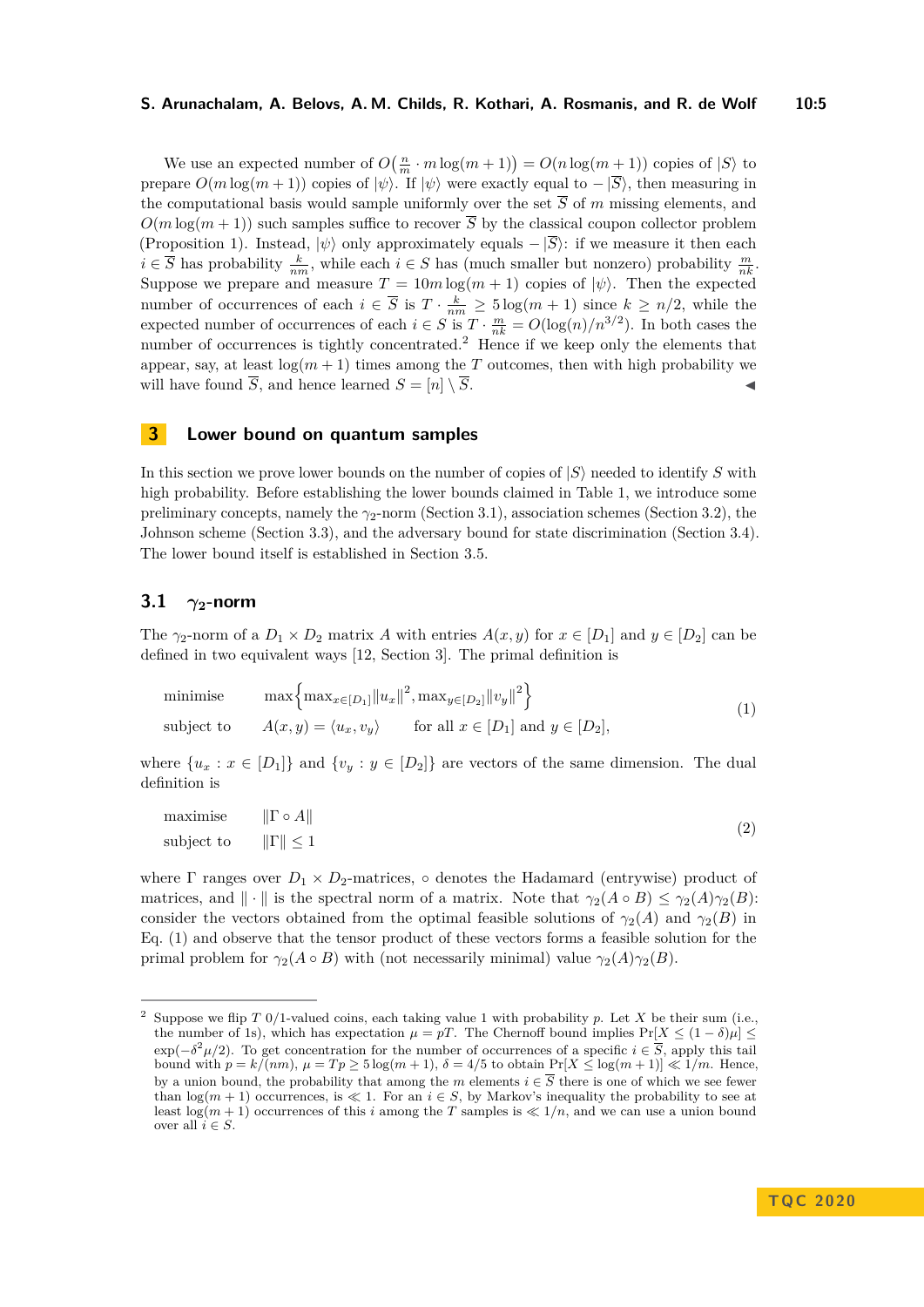We use an expected number of $O\big(\frac{n}{m} \cdot m\log(m+1)\big) = O(n\log(m+1))$ copies of $|S\rangle$ to prepare $O(m\log(m+1))$ copies of $|\psi\rangle$. If $|\psi\rangle$ were exactly equal to $-|\overline{S}\rangle$, then measuring in the computational basis would sample uniformly over the set $\overline{S}$ of $m$ missing elements, and $O(m\log(m+1))$ such samples suffice to recover $\overline{S}$ by the classical coupon collector problem (Proposition 1). Instead, $|\psi\rangle$ only approximately equals $-|\overline{S}\rangle$: if we measure it then each $i \in \overline{S}$ has probability $\frac{k}{nm}$, while each $i \in S$ has (much smaller but nonzero) probability $\frac{m}{nk}$. Suppose we prepare and measure $T = 10m\log(m+1)$ copies of $|\psi\rangle$. Then the expected number of occurrences of each $i \in \overline{S}$ is $T \cdot \frac{k}{nm} \geq 5\log(m+1)$ since $k \geq n/2$, while the expected number of occurrences of each $i \in S$ is $T \cdot \frac{m}{nk} = O(\log(n)/n^{3/2})$. In both cases the number of occurrences is tightly concentrated.[2] Hence if we keep only the elements that appear, say, at least $\log(m+1)$ times among the $T$ outcomes, then with high probability we will have found $\overline{S}$, and hence learned $S = [n] \setminus \overline{S}$. ◀

# 3 Lower bound on quantum samples

In this section we prove lower bounds on the number of copies of $|S\rangle$ needed to identify $S$ with high probability. Before establishing the lower bounds claimed in Table 1, we introduce some preliminary concepts, namely the $\gamma_2$-norm (Section 3.1), association schemes (Section 3.2), the Johnson scheme (Section 3.3), and the adversary bound for state discrimination (Section 3.4). The lower bound itself is established in Section 3.5.

## 3.1 $\gamma_2$-norm

The $\gamma_2$-norm of a $D_1 \times D_2$ matrix $A$ with entries $A(x, y)$ for $x \in [D_1]$ and $y \in [D_2]$ can be defined in two equivalent ways [12, Section 3]. The primal definition is

$$\begin{aligned} &\text{minimise} && \max\Big\{\max_{x\in[D_1]}\|u_x\|^2, \max_{y\in[D_2]}\|v_y\|^2\Big\} \\ &\text{subject to} && A(x,y) = \langle u_x, v_y\rangle \qquad \text{for all } x \in [D_1] \text{ and } y \in [D_2], \end{aligned} \tag{1}$$

where $\{u_x : x \in [D_1]\}$ and $\{v_y : y \in [D_2]\}$ are vectors of the same dimension. The dual definition is

$$\begin{aligned} &\text{maximise} && \|\Gamma \circ A\| \\ &\text{subject to} && \|\Gamma\| \leq 1 \end{aligned} \tag{2}$$

where $\Gamma$ ranges over $D_1 \times D_2$-matrices, $\circ$ denotes the Hadamard (entrywise) product of matrices, and $\|\cdot\|$ is the spectral norm of a matrix. Note that $\gamma_2(A \circ B) \leq \gamma_2(A)\gamma_2(B)$: consider the vectors obtained from the optimal feasible solutions of $\gamma_2(A)$ and $\gamma_2(B)$ in Eq. (1) and observe that the tensor product of these vectors forms a feasible solution for the primal problem for $\gamma_2(A \circ B)$ with (not necessarily minimal) value $\gamma_2(A)\gamma_2(B)$.

---

[2] Suppose we flip $T$ 0/1-valued coins, each taking value 1 with probability $p$. Let $X$ be their sum (i.e., the number of 1s), which has expectation $\mu = pT$. The Chernoff bound implies $\Pr[X \leq (1-\delta)\mu] \leq \exp(-\delta^2\mu/2)$. To get concentration for the number of occurrences of a specific $i \in \overline{S}$, apply this tail bound with $p = k/(nm)$, $\mu = Tp \geq 5\log(m+1)$, $\delta = 4/5$ to obtain $\Pr[X \leq \log(m+1)] \ll 1/m$. Hence, by a union bound, the probability that among the $m$ elements $i \in \overline{S}$ there is one of which we see fewer than $\log(m+1)$ occurrences, is $\ll 1$. For an $i \in S$, by Markov's inequality the probability to see at least $\log(m+1)$ occurrences of this $i$ among the $T$ samples is $\ll 1/n$, and we can use a union bound over all $i \in S$.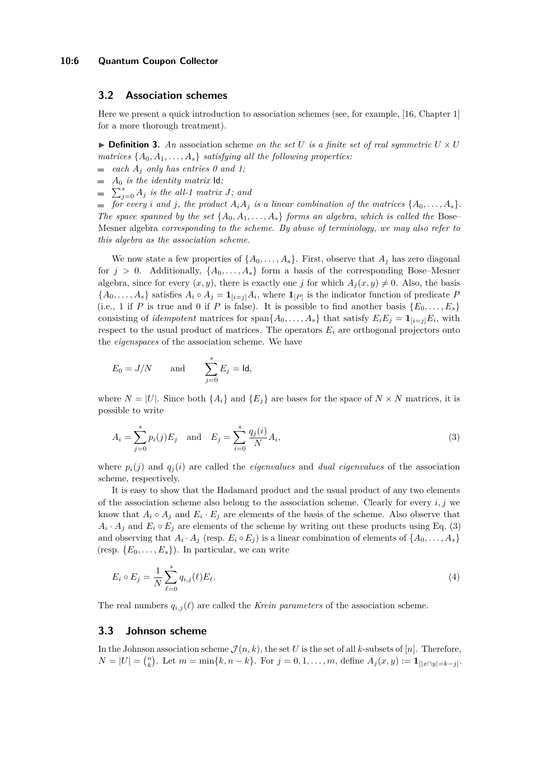### 3.2 Association schemes

Here we present a quick introduction to association schemes (see, for example, [16, Chapter 1] for a more thorough treatment).

▶ **Definition 3.** *An* association scheme *on the set $U$ is a finite set of real symmetric $U \times U$ matrices $\{A_0, A_1, \ldots, A_s\}$ satisfying all the following properties:*

- *each $A_j$ only has entries 0 and 1;*
- *$A_0$ is the identity matrix $\mathsf{Id}$;*
- *$\sum_{j=0}^{s} A_j$ is the all-1 matrix $J$; and*
- *for every $i$ and $j$, the product $A_i A_j$ is a linear combination of the matrices $\{A_0, \ldots, A_s\}$.*

*The space spanned by the set $\{A_0, A_1, \ldots, A_s\}$ forms an algebra, which is called the* Bose–Mesner algebra *corresponding to the scheme. By abuse of terminology, we may also refer to this algebra as the association scheme.*

We now state a few properties of $\{A_0, \ldots, A_s\}$. First, observe that $A_j$ has zero diagonal for $j > 0$. Additionally, $\{A_0, \ldots, A_s\}$ form a basis of the corresponding Bose–Mesner algebra, since for every $(x, y)$, there is exactly one $j$ for which $A_j(x, y) \neq 0$. Also, the basis $\{A_0, \ldots, A_s\}$ satisfies $A_i \circ A_j = \mathbf{1}_{[i=j]} A_i$, where $\mathbf{1}_{[P]}$ is the indicator function of predicate $P$ (i.e., 1 if $P$ is true and 0 if $P$ is false). It is possible to find another basis $\{E_0, \ldots, E_s\}$ consisting of *idempotent* matrices for $\text{span}\{A_0, \ldots, A_s\}$ that satisfy $E_i E_j = \mathbf{1}_{[i=j]} E_i$, with respect to the usual product of matrices. The operators $E_i$ are orthogonal projectors onto the *eigenspaces* of the association scheme. We have

$$E_0 = J/N \qquad \text{and} \qquad \sum_{j=0}^{s} E_j = \mathsf{Id},$$

where $N = |U|$. Since both $\{A_i\}$ and $\{E_j\}$ are bases for the space of $N \times N$ matrices, it is possible to write

$$A_i = \sum_{j=0}^{s} p_i(j) E_j \quad \text{and} \quad E_j = \sum_{i=0}^{s} \frac{q_j(i)}{N} A_i, \tag{3}$$

where $p_i(j)$ and $q_j(i)$ are called the *eigenvalues* and *dual eigenvalues* of the association scheme, respectively.

It is easy to show that the Hadamard product and the usual product of any two elements of the association scheme also belong to the association scheme. Clearly for every $i, j$ we know that $A_i \circ A_j$ and $E_i \cdot E_j$ are elements of the basis of the scheme. Also observe that $A_i \cdot A_j$ and $E_i \circ E_j$ are elements of the scheme by writing out these products using Eq. (3) and observing that $A_i \cdot A_j$ (resp. $E_i \circ E_j$) is a linear combination of elements of $\{A_0, \ldots, A_s\}$ (resp. $\{E_0, \ldots, E_s\}$). In particular, we can write

$$E_i \circ E_j = \frac{1}{N} \sum_{\ell=0}^{s} q_{i,j}(\ell) E_\ell. \tag{4}$$

The real numbers $q_{i,j}(\ell)$ are called the *Krein parameters* of the association scheme.

### 3.3 Johnson scheme

In the Johnson association scheme $\mathcal{J}(n, k)$, the set $U$ is the set of all $k$-subsets of $[n]$. Therefore, $N = |U| = \binom{n}{k}$. Let $m = \min\{k, n-k\}$. For $j = 0, 1, \ldots, m$, define $A_j(x, y) := \mathbf{1}_{[|x \cap y| = k-j]}$.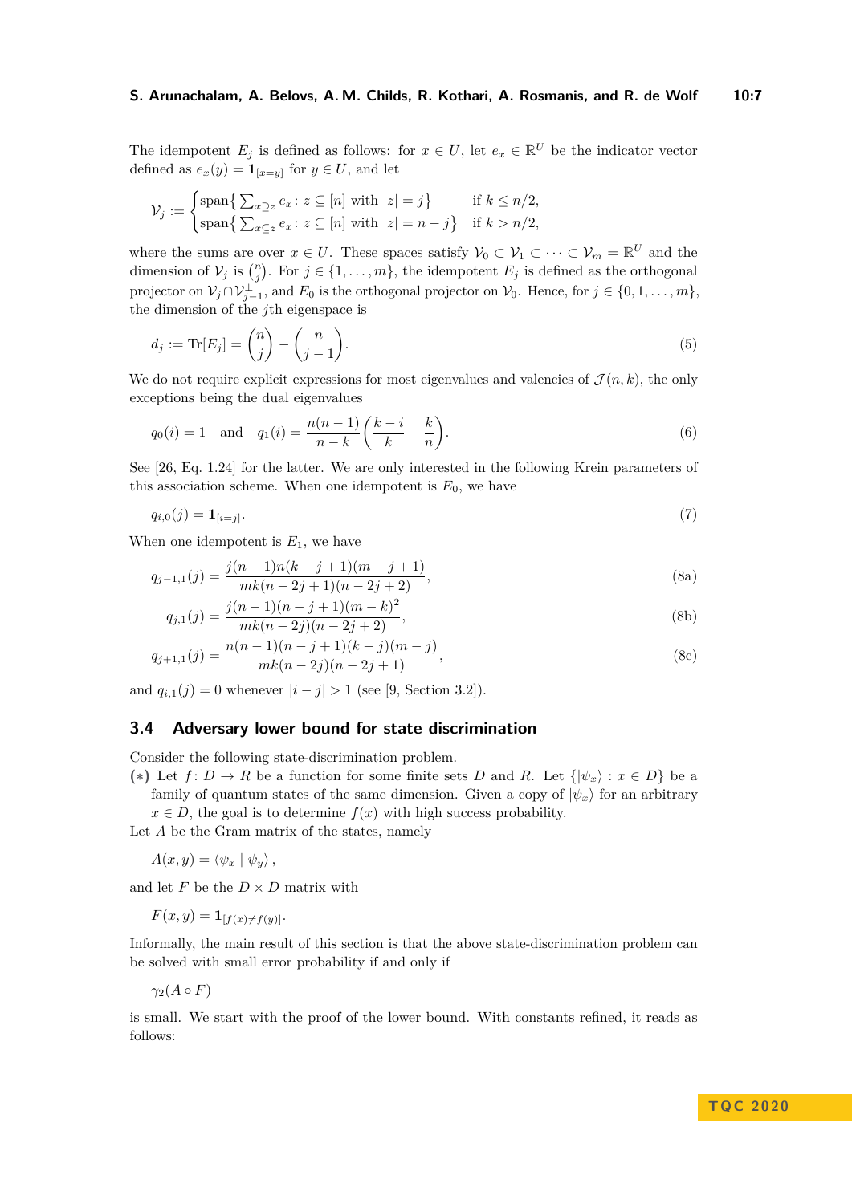The idempotent $E_j$ is defined as follows: for $x \in U$, let $e_x \in \mathbb{R}^U$ be the indicator vector defined as $e_x(y) = \mathbf{1}_{[x=y]}$ for $y \in U$, and let

$$\mathcal{V}_j := \begin{cases} \operatorname{span}\big\{ \sum_{x \supseteq z} e_x \colon z \subseteq [n] \text{ with } |z| = j \big\} & \text{if } k \le n/2, \\ \operatorname{span}\big\{ \sum_{x \subseteq z} e_x \colon z \subseteq [n] \text{ with } |z| = n-j \big\} & \text{if } k > n/2, \end{cases}$$

where the sums are over $x \in U$. These spaces satisfy $\mathcal{V}_0 \subset \mathcal{V}_1 \subset \cdots \subset \mathcal{V}_m = \mathbb{R}^U$ and the dimension of $\mathcal{V}_j$ is $\binom{n}{j}$. For $j \in \{1, \ldots, m\}$, the idempotent $E_j$ is defined as the orthogonal projector on $\mathcal{V}_j \cap \mathcal{V}_{j-1}^{\perp}$, and $E_0$ is the orthogonal projector on $\mathcal{V}_0$. Hence, for $j \in \{0, 1, \ldots, m\}$, the dimension of the $j$th eigenspace is

$$d_j := \operatorname{Tr}[E_j] = \binom{n}{j} - \binom{n}{j-1}. \tag{5}$$

We do not require explicit expressions for most eigenvalues and valencies of $\mathcal{J}(n,k)$, the only exceptions being the dual eigenvalues

$$q_0(i) = 1 \quad \text{and} \quad q_1(i) = \frac{n(n-1)}{n-k}\left(\frac{k-i}{k} - \frac{k}{n}\right). \tag{6}$$

See [26, Eq. 1.24] for the latter. We are only interested in the following Krein parameters of this association scheme. When one idempotent is $E_0$, we have

$$q_{i,0}(j) = \mathbf{1}_{[i=j]}. \tag{7}$$

When one idempotent is $E_1$, we have

$$q_{j-1,1}(j) = \frac{j(n-1)n(k-j+1)(m-j+1)}{mk(n-2j+1)(n-2j+2)}, \tag{8a}$$

$$q_{j,1}(j) = \frac{j(n-1)(n-j+1)(m-k)^2}{mk(n-2j)(n-2j+2)}, \tag{8b}$$

$$q_{j+1,1}(j) = \frac{n(n-1)(n-j+1)(k-j)(m-j)}{mk(n-2j)(n-2j+1)}, \tag{8c}$$

and $q_{i,1}(j) = 0$ whenever $|i-j| > 1$ (see [9, Section 3.2]).

### 3.4 Adversary lower bound for state discrimination

Consider the following state-discrimination problem.

**($\ast$)** Let $f \colon D \to R$ be a function for some finite sets $D$ and $R$. Let $\{|\psi_x\rangle : x \in D\}$ be a family of quantum states of the same dimension. Given a copy of $|\psi_x\rangle$ for an arbitrary $x \in D$, the goal is to determine $f(x)$ with high success probability.

Let $A$ be the Gram matrix of the states, namely

$$A(x,y) = \langle \psi_x \mid \psi_y \rangle,$$

and let $F$ be the $D \times D$ matrix with

$$F(x,y) = \mathbf{1}_{[f(x) \ne f(y)]}.$$

Informally, the main result of this section is that the above state-discrimination problem can be solved with small error probability if and only if

$$\gamma_2(A \circ F)$$

is small. We start with the proof of the lower bound. With constants refined, it reads as follows: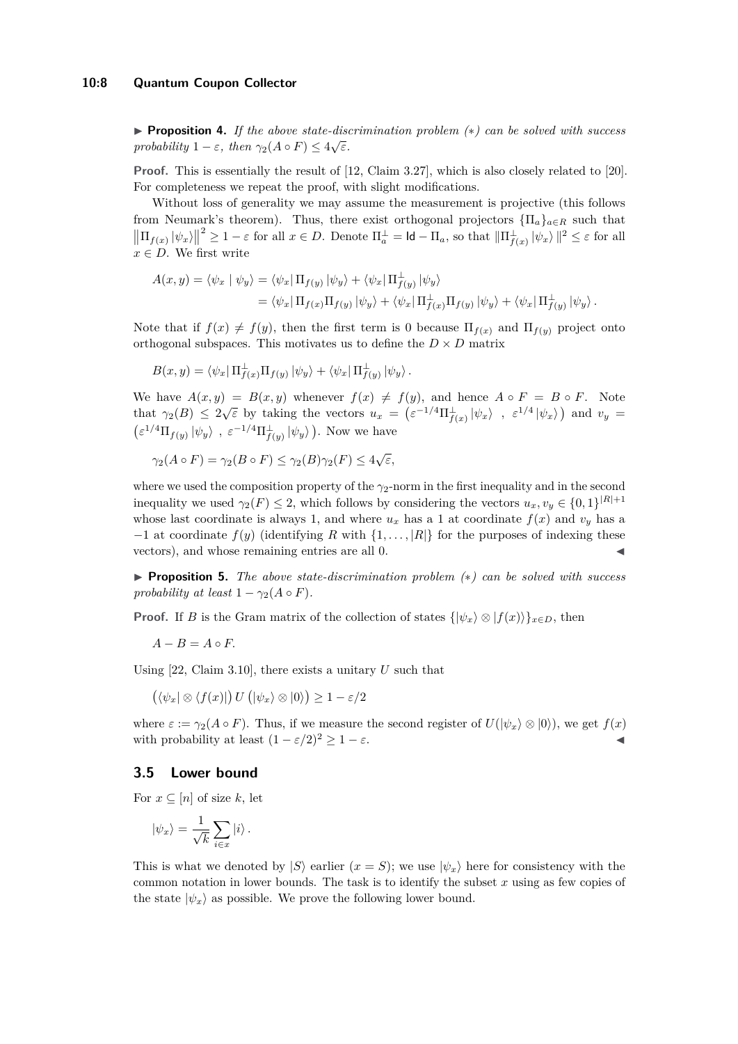► **Proposition 4.** *If the above state-discrimination problem (∗) can be solved with success probability* $1-\varepsilon$*, then* $\gamma_2(A \circ F) \le 4\sqrt{\varepsilon}$*.*

**Proof.** This is essentially the result of [12, Claim 3.27], which is also closely related to [20]. For completeness we repeat the proof, with slight modifications.

Without loss of generality we may assume the measurement is projective (this follows from Neumark's theorem). Thus, there exist orthogonal projectors $\{\Pi_a\}_{a\in R}$ such that $\left\|\Pi_{f(x)} |\psi_x\rangle\right\|^2 \ge 1-\varepsilon$ for all $x \in D$. Denote $\Pi_a^\perp = \mathsf{Id} - \Pi_a$, so that $\|\Pi_{f(x)}^\perp |\psi_x\rangle\|^2 \le \varepsilon$ for all $x \in D$. We first write

$$
\begin{aligned}
A(x,y) = \langle \psi_x \mid \psi_y\rangle &= \langle \psi_x | \Pi_{f(y)} |\psi_y\rangle + \langle \psi_x | \Pi_{f(y)}^\perp |\psi_y\rangle \\
&= \langle \psi_x | \Pi_{f(x)}\Pi_{f(y)} |\psi_y\rangle + \langle \psi_x | \Pi_{f(x)}^\perp \Pi_{f(y)} |\psi_y\rangle + \langle \psi_x | \Pi_{f(y)}^\perp |\psi_y\rangle .
\end{aligned}
$$

Note that if $f(x) \neq f(y)$, then the first term is 0 because $\Pi_{f(x)}$ and $\Pi_{f(y)}$ project onto orthogonal subspaces. This motivates us to define the $D \times D$ matrix

$$
B(x,y) = \langle \psi_x | \Pi_{f(x)}^\perp \Pi_{f(y)} |\psi_y\rangle + \langle \psi_x | \Pi_{f(y)}^\perp |\psi_y\rangle .
$$

We have $A(x,y) = B(x,y)$ whenever $f(x) \neq f(y)$, and hence $A \circ F = B \circ F$. Note that $\gamma_2(B) \le 2\sqrt{\varepsilon}$ by taking the vectors $u_x = \left(\varepsilon^{-1/4}\Pi_{f(x)}^\perp |\psi_x\rangle \ , \ \varepsilon^{1/4}|\psi_x\rangle\right)$ and $v_y = \left(\varepsilon^{1/4}\Pi_{f(y)} |\psi_y\rangle \ , \ \varepsilon^{-1/4}\Pi_{f(y)}^\perp |\psi_y\rangle\right)$. Now we have

$$
\gamma_2(A \circ F) = \gamma_2(B \circ F) \le \gamma_2(B)\gamma_2(F) \le 4\sqrt{\varepsilon},
$$

where we used the composition property of the $\gamma_2$-norm in the first inequality and in the second inequality we used $\gamma_2(F) \le 2$, which follows by considering the vectors $u_x, v_y \in \{0,1\}^{|R|+1}$ whose last coordinate is always 1, and where $u_x$ has a 1 at coordinate $f(x)$ and $v_y$ has a $-1$ at coordinate $f(y)$ (identifying $R$ with $\{1,\dots,|R|\}$ for the purposes of indexing these vectors), and whose remaining entries are all 0. ◄

► **Proposition 5.** *The above state-discrimination problem (∗) can be solved with success probability at least* $1 - \gamma_2(A \circ F)$*.*

**Proof.** If $B$ is the Gram matrix of the collection of states $\{|\psi_x\rangle \otimes |f(x)\rangle\}_{x\in D}$, then

$$
A - B = A \circ F.
$$

Using [22, Claim 3.10], there exists a unitary $U$ such that

$$
\left(\langle \psi_x | \otimes \langle f(x)|\right) U \left(|\psi_x\rangle \otimes |0\rangle\right) \ge 1 - \varepsilon/2
$$

where $\varepsilon := \gamma_2(A \circ F)$. Thus, if we measure the second register of $U(|\psi_x\rangle \otimes |0\rangle)$, we get $f(x)$ with probability at least $(1-\varepsilon/2)^2 \ge 1-\varepsilon$. ◄

## 3.5 Lower bound

For $x \subseteq [n]$ of size $k$, let

$$
|\psi_x\rangle = \frac{1}{\sqrt{k}} \sum_{i \in x} |i\rangle .
$$

This is what we denoted by $|S\rangle$ earlier ($x = S$); we use $|\psi_x\rangle$ here for consistency with the common notation in lower bounds. The task is to identify the subset $x$ using as few copies of the state $|\psi_x\rangle$ as possible. We prove the following lower bound.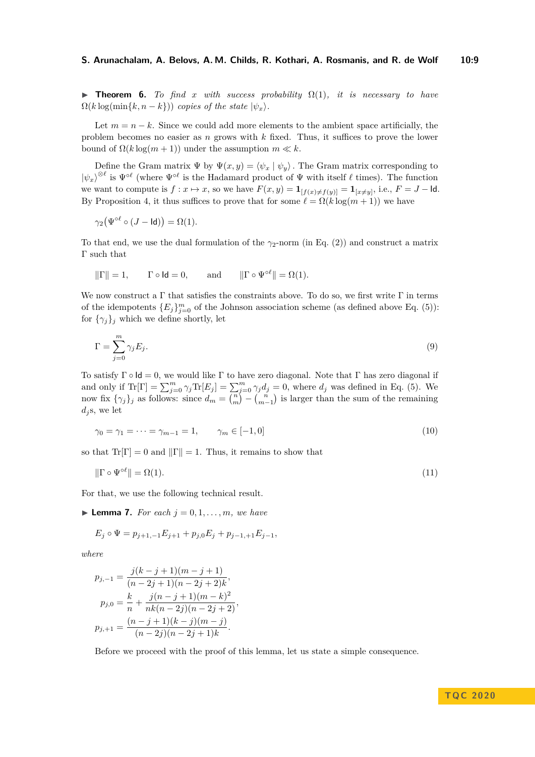▶ **Theorem 6.** *To find $x$ with success probability $\Omega(1)$, it is necessary to have $\Omega(k \log(\min\{k, n-k\}))$ copies of the state $|\psi_x\rangle$.*

Let $m = n - k$. Since we could add more elements to the ambient space artificially, the problem becomes no easier as $n$ grows with $k$ fixed. Thus, it suffices to prove the lower bound of $\Omega(k \log(m+1))$ under the assumption $m \ll k$.

Define the Gram matrix $\Psi$ by $\Psi(x,y) = \langle \psi_x \mid \psi_y \rangle$. The Gram matrix corresponding to $|\psi_x\rangle^{\otimes \ell}$ is $\Psi^{\circ \ell}$ (where $\Psi^{\circ \ell}$ is the Hadamard product of $\Psi$ with itself $\ell$ times). The function we want to compute is $f : x \mapsto x$, so we have $F(x,y) = \mathbf{1}_{[f(x) \neq f(y)]} = \mathbf{1}_{[x \neq y]}$, i.e., $F = J - \mathsf{Id}$. By Proposition 4, it thus suffices to prove that for some $\ell = \Omega(k \log(m+1))$ we have

$$\gamma_2\big(\Psi^{\circ \ell} \circ (J - \mathsf{Id})\big) = \Omega(1).$$

To that end, we use the dual formulation of the $\gamma_2$-norm (in Eq. (2)) and construct a matrix $\Gamma$ such that

$$\|\Gamma\| = 1, \qquad \Gamma \circ \mathsf{Id} = 0, \qquad \text{and} \qquad \|\Gamma \circ \Psi^{\circ \ell}\| = \Omega(1).$$

We now construct a $\Gamma$ that satisfies the constraints above. To do so, we first write $\Gamma$ in terms of the idempotents $\{E_j\}_{j=0}^{m}$ of the Johnson association scheme (as defined above Eq. (5)): for $\{\gamma_j\}_j$ which we define shortly, let

$$\Gamma = \sum_{j=0}^{m} \gamma_j E_j. \tag{9}$$

To satisfy $\Gamma \circ \mathsf{Id} = 0$, we would like $\Gamma$ to have zero diagonal. Note that $\Gamma$ has zero diagonal if and only if $\mathrm{Tr}[\Gamma] = \sum_{j=0}^{m} \gamma_j \mathrm{Tr}[E_j] = \sum_{j=0}^{m} \gamma_j d_j = 0$, where $d_j$ was defined in Eq. (5). We now fix $\{\gamma_j\}_j$ as follows: since $d_m = \binom{n}{m} - \binom{n}{m-1}$ is larger than the sum of the remaining $d_j$s, we let

$$\gamma_0 = \gamma_1 = \cdots = \gamma_{m-1} = 1, \qquad \gamma_m \in [-1, 0] \tag{10}$$

so that $\mathrm{Tr}[\Gamma] = 0$ and $\|\Gamma\| = 1$. Thus, it remains to show that

$$\|\Gamma \circ \Psi^{\circ \ell}\| = \Omega(1). \tag{11}$$

For that, we use the following technical result.

▶ **Lemma 7.** *For each $j = 0, 1, \ldots, m$, we have*

$$E_j \circ \Psi = p_{j+1,-1} E_{j+1} + p_{j,0} E_j + p_{j-1,+1} E_{j-1},$$

*where*

$$p_{j,-1} = \frac{j(k-j+1)(m-j+1)}{(n-2j+1)(n-2j+2)k},$$

$$p_{j,0} = \frac{k}{n} + \frac{j(n-j+1)(m-k)^2}{nk(n-2j)(n-2j+2)},$$

$$p_{j,+1} = \frac{(n-j+1)(k-j)(m-j)}{(n-2j)(n-2j+1)k}.$$

Before we proceed with the proof of this lemma, let us state a simple consequence.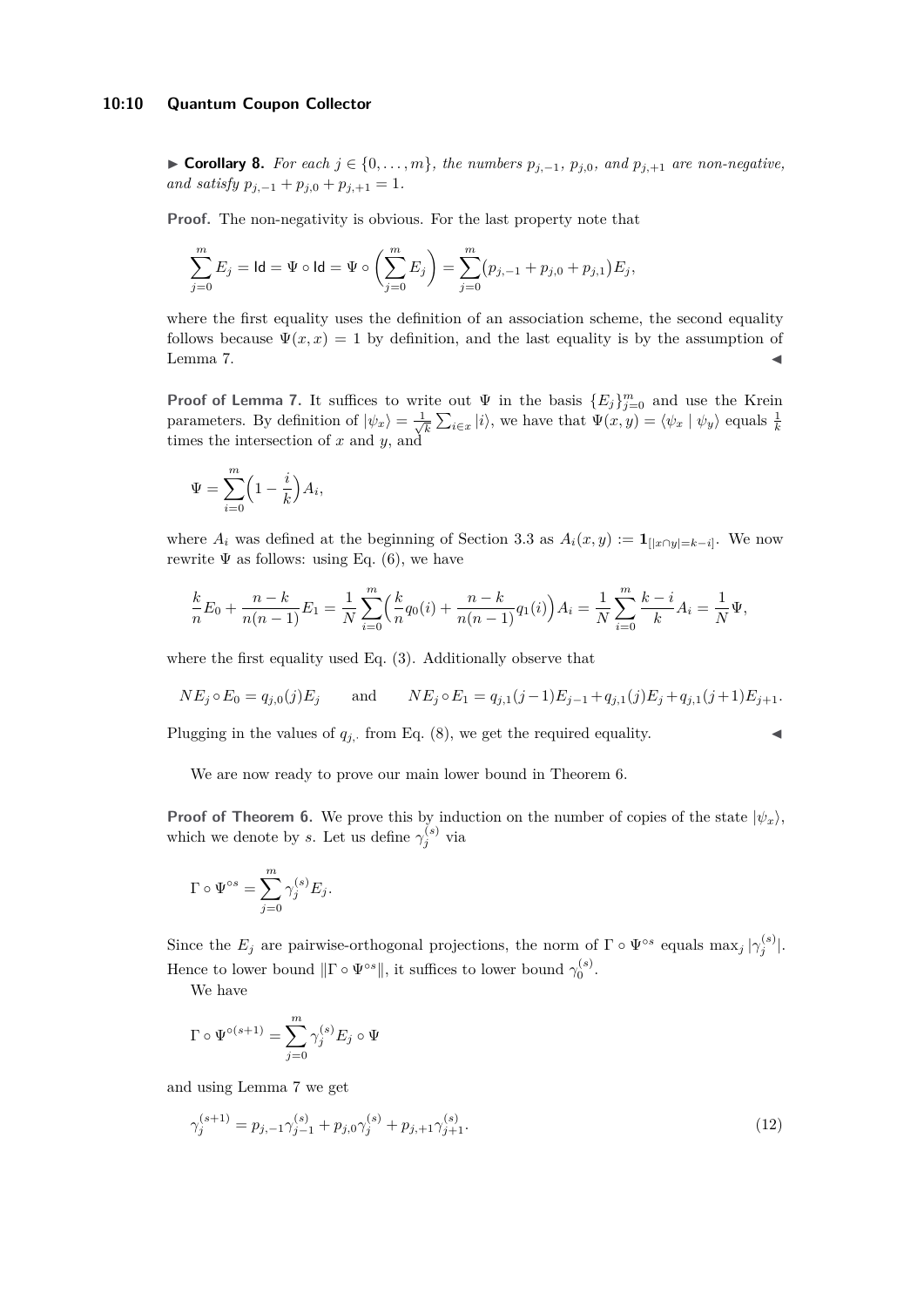▶ **Corollary 8.** *For each $j \in \{0, \ldots, m\}$, the numbers $p_{j,-1}$, $p_{j,0}$, and $p_{j,+1}$ are non-negative, and satisfy $p_{j,-1} + p_{j,0} + p_{j,+1} = 1$.*

**Proof.** The non-negativity is obvious. For the last property note that

$$\sum_{j=0}^{m} E_j = \mathsf{Id} = \Psi \circ \mathsf{Id} = \Psi \circ \left(\sum_{j=0}^{m} E_j\right) = \sum_{j=0}^{m} (p_{j,-1} + p_{j,0} + p_{j,1}) E_j,$$

where the first equality uses the definition of an association scheme, the second equality follows because $\Psi(x, x) = 1$ by definition, and the last equality is by the assumption of Lemma 7. ◀

**Proof of Lemma 7.** It suffices to write out $\Psi$ in the basis $\{E_j\}_{j=0}^m$ and use the Krein parameters. By definition of $|\psi_x\rangle = \frac{1}{\sqrt{k}} \sum_{i \in x} |i\rangle$, we have that $\Psi(x, y) = \langle \psi_x \mid \psi_y \rangle$ equals $\frac{1}{k}$ times the intersection of $x$ and $y$, and

$$\Psi = \sum_{i=0}^{m} \Big(1 - \frac{i}{k}\Big) A_i,$$

where $A_i$ was defined at the beginning of Section 3.3 as $A_i(x, y) := \mathbf{1}_{[|x \cap y| = k-i]}$. We now rewrite $\Psi$ as follows: using Eq. (6), we have

$$\frac{k}{n} E_0 + \frac{n-k}{n(n-1)} E_1 = \frac{1}{N} \sum_{i=0}^{m} \Big(\frac{k}{n} q_0(i) + \frac{n-k}{n(n-1)} q_1(i)\Big) A_i = \frac{1}{N} \sum_{i=0}^{m} \frac{k-i}{k} A_i = \frac{1}{N} \Psi,$$

where the first equality used Eq. (3). Additionally observe that

$$N E_j \circ E_0 = q_{j,0}(j) E_j \qquad \text{and} \qquad N E_j \circ E_1 = q_{j,1}(j-1) E_{j-1} + q_{j,1}(j) E_j + q_{j,1}(j+1) E_{j+1}.$$

Plugging in the values of $q_{j,\cdot}$ from Eq. (8), we get the required equality. ◀

We are now ready to prove our main lower bound in Theorem 6.

**Proof of Theorem 6.** We prove this by induction on the number of copies of the state $|\psi_x\rangle$, which we denote by $s$. Let us define $\gamma_j^{(s)}$ via

$$\Gamma \circ \Psi^{\circ s} = \sum_{j=0}^{m} \gamma_j^{(s)} E_j.$$

Since the $E_j$ are pairwise-orthogonal projections, the norm of $\Gamma \circ \Psi^{\circ s}$ equals $\max_j |\gamma_j^{(s)}|$. Hence to lower bound $\|\Gamma \circ \Psi^{\circ s}\|$, it suffices to lower bound $\gamma_0^{(s)}$.

We have

$$\Gamma \circ \Psi^{\circ (s+1)} = \sum_{j=0}^{m} \gamma_j^{(s)} E_j \circ \Psi$$

and using Lemma 7 we get

$$\gamma_j^{(s+1)} = p_{j,-1} \gamma_{j-1}^{(s)} + p_{j,0} \gamma_j^{(s)} + p_{j,+1} \gamma_{j+1}^{(s)}. \tag{12}$$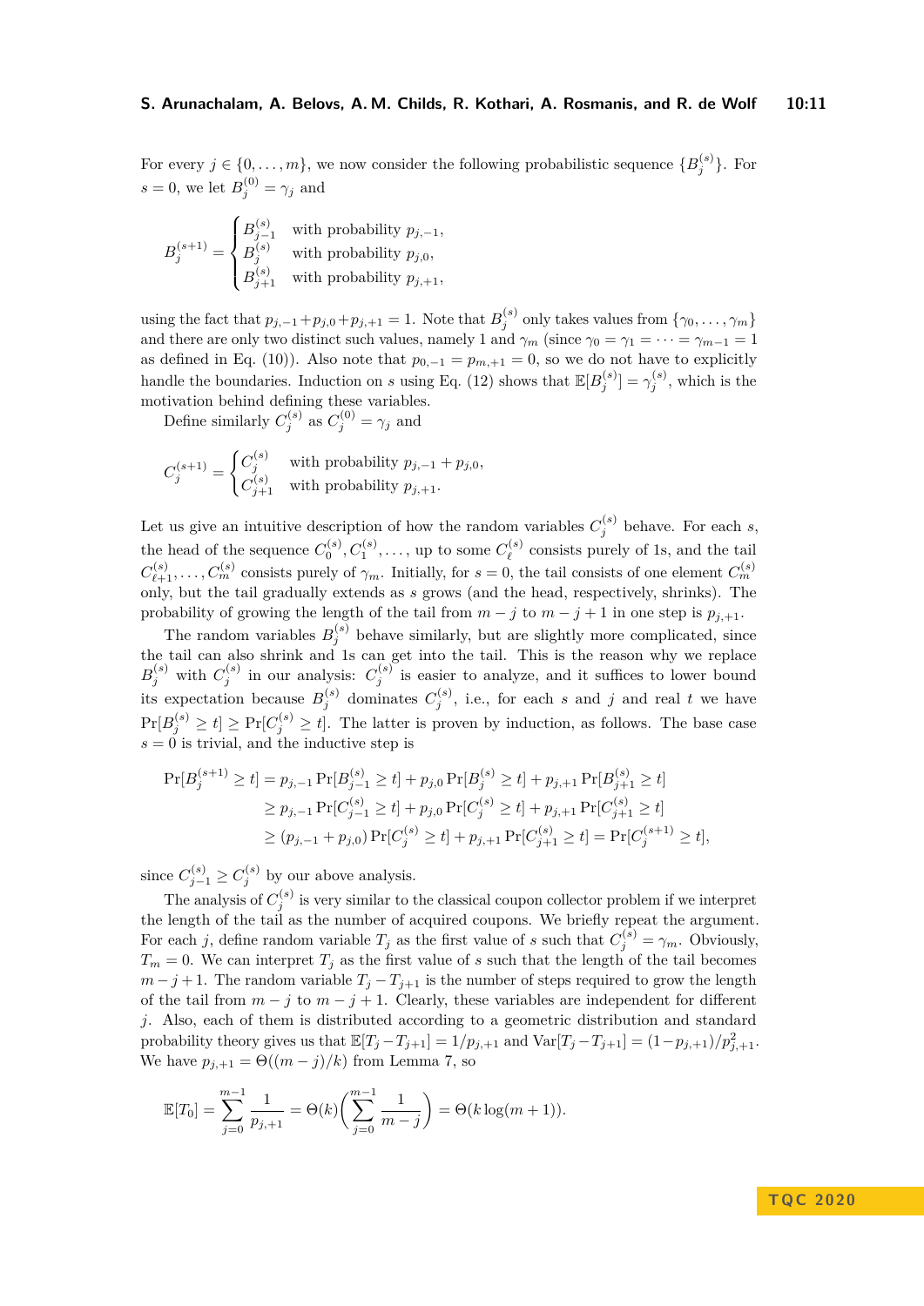For every $j \in \{0, \ldots, m\}$, we now consider the following probabilistic sequence $\{B_j^{(s)}\}$. For $s = 0$, we let $B_j^{(0)} = \gamma_j$ and

$$B_j^{(s+1)} = \begin{cases} B_{j-1}^{(s)} & \text{with probability } p_{j,-1}, \\ B_j^{(s)} & \text{with probability } p_{j,0}, \\ B_{j+1}^{(s)} & \text{with probability } p_{j,+1}, \end{cases}$$

using the fact that $p_{j,-1}+p_{j,0}+p_{j,+1} = 1$. Note that $B_j^{(s)}$ only takes values from $\{\gamma_0, \ldots, \gamma_m\}$ and there are only two distinct such values, namely 1 and $\gamma_m$ (since $\gamma_0 = \gamma_1 = \cdots = \gamma_{m-1} = 1$ as defined in Eq. (10)). Also note that $p_{0,-1} = p_{m,+1} = 0$, so we do not have to explicitly handle the boundaries. Induction on $s$ using Eq. (12) shows that $\mathbb{E}[B_j^{(s)}] = \gamma_j^{(s)}$, which is the motivation behind defining these variables.

Define similarly $C_j^{(s)}$ as $C_j^{(0)} = \gamma_j$ and

$$C_j^{(s+1)} = \begin{cases} C_j^{(s)} & \text{with probability } p_{j,-1} + p_{j,0}, \\ C_{j+1}^{(s)} & \text{with probability } p_{j,+1}. \end{cases}$$

Let us give an intuitive description of how the random variables $C_j^{(s)}$ behave. For each $s$, the head of the sequence $C_0^{(s)}, C_1^{(s)}, \ldots,$ up to some $C_\ell^{(s)}$ consists purely of 1s, and the tail $C_{\ell+1}^{(s)}, \ldots, C_m^{(s)}$ consists purely of $\gamma_m$. Initially, for $s = 0$, the tail consists of one element $C_m^{(s)}$ only, but the tail gradually extends as $s$ grows (and the head, respectively, shrinks). The probability of growing the length of the tail from $m - j$ to $m - j + 1$ in one step is $p_{j,+1}$.

The random variables $B_j^{(s)}$ behave similarly, but are slightly more complicated, since the tail can also shrink and 1s can get into the tail. This is the reason why we replace $B_j^{(s)}$ with $C_j^{(s)}$ in our analysis: $C_j^{(s)}$ is easier to analyze, and it suffices to lower bound its expectation because $B_j^{(s)}$ dominates $C_j^{(s)}$, i.e., for each $s$ and $j$ and real $t$ we have $\Pr[B_j^{(s)} \geq t] \geq \Pr[C_j^{(s)} \geq t]$. The latter is proven by induction, as follows. The base case $s = 0$ is trivial, and the inductive step is

$$\begin{aligned}
\Pr[B_j^{(s+1)} \geq t] &= p_{j,-1} \Pr[B_{j-1}^{(s)} \geq t] + p_{j,0} \Pr[B_j^{(s)} \geq t] + p_{j,+1} \Pr[B_{j+1}^{(s)} \geq t] \\
&\geq p_{j,-1} \Pr[C_{j-1}^{(s)} \geq t] + p_{j,0} \Pr[C_j^{(s)} \geq t] + p_{j,+1} \Pr[C_{j+1}^{(s)} \geq t] \\
&\geq (p_{j,-1} + p_{j,0}) \Pr[C_j^{(s)} \geq t] + p_{j,+1} \Pr[C_{j+1}^{(s)} \geq t] = \Pr[C_j^{(s+1)} \geq t],
\end{aligned}$$

since $C_{j-1}^{(s)} \geq C_j^{(s)}$ by our above analysis.

The analysis of $C_j^{(s)}$ is very similar to the classical coupon collector problem if we interpret the length of the tail as the number of acquired coupons. We briefly repeat the argument. For each $j$, define random variable $T_j$ as the first value of $s$ such that $C_j^{(s)} = \gamma_m$. Obviously, $T_m = 0$. We can interpret $T_j$ as the first value of $s$ such that the length of the tail becomes $m - j + 1$. The random variable $T_j - T_{j+1}$ is the number of steps required to grow the length of the tail from $m - j$ to $m - j + 1$. Clearly, these variables are independent for different $j$. Also, each of them is distributed according to a geometric distribution and standard probability theory gives us that $\mathbb{E}[T_j - T_{j+1}] = 1/p_{j,+1}$ and $\mathrm{Var}[T_j - T_{j+1}] = (1 - p_{j,+1})/p_{j,+1}^2$. We have $p_{j,+1} = \Theta((m - j)/k)$ from Lemma 7, so

$$\mathbb{E}[T_0] = \sum_{j=0}^{m-1} \frac{1}{p_{j,+1}} = \Theta(k) \left( \sum_{j=0}^{m-1} \frac{1}{m-j} \right) = \Theta(k \log(m+1)).$$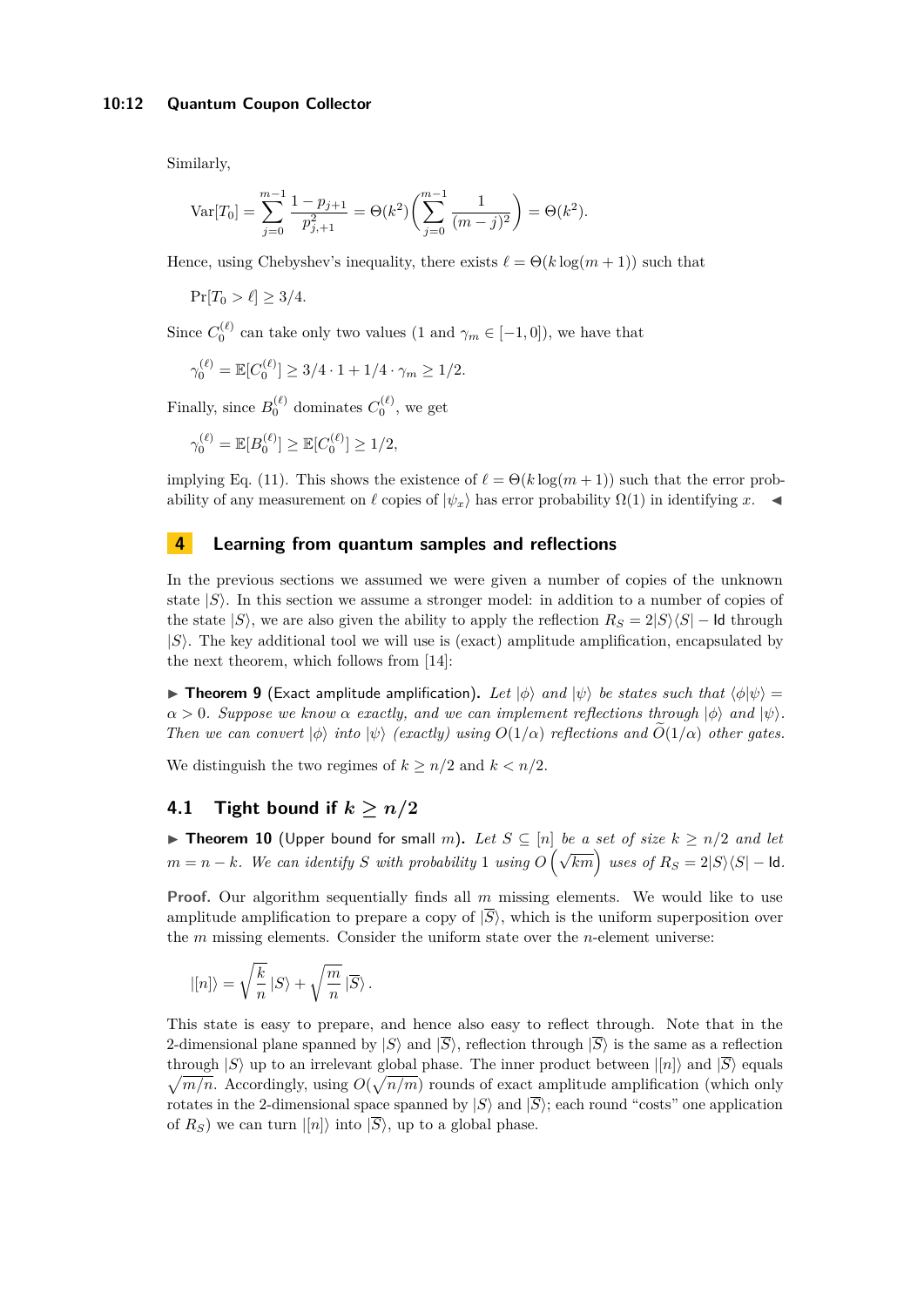Similarly,

$$\mathrm{Var}[T_0] = \sum_{j=0}^{m-1} \frac{1 - p_{j+1}}{p_{j,+1}^2} = \Theta(k^2)\left(\sum_{j=0}^{m-1} \frac{1}{(m-j)^2}\right) = \Theta(k^2).$$

Hence, using Chebyshev's inequality, there exists $\ell = \Theta(k \log(m+1))$ such that

$$\Pr[T_0 > \ell] \geq 3/4.$$

Since $C_0^{(\ell)}$ can take only two values (1 and $\gamma_m \in [-1, 0]$), we have that

$$\gamma_0^{(\ell)} = \mathbb{E}[C_0^{(\ell)}] \geq 3/4 \cdot 1 + 1/4 \cdot \gamma_m \geq 1/2.$$

Finally, since $B_0^{(\ell)}$ dominates $C_0^{(\ell)}$, we get

$$\gamma_0^{(\ell)} = \mathbb{E}[B_0^{(\ell)}] \geq \mathbb{E}[C_0^{(\ell)}] \geq 1/2,$$

implying Eq. (11). This shows the existence of $\ell = \Theta(k \log(m+1))$ such that the error probability of any measurement on $\ell$ copies of $|\psi_x\rangle$ has error probability $\Omega(1)$ in identifying $x$. ◄

## 4 Learning from quantum samples and reflections

In the previous sections we assumed we were given a number of copies of the unknown state $|S\rangle$. In this section we assume a stronger model: in addition to a number of copies of the state $|S\rangle$, we are also given the ability to apply the reflection $R_S = 2|S\rangle\langle S| - \mathsf{Id}$ through $|S\rangle$. The key additional tool we will use is (exact) amplitude amplification, encapsulated by the next theorem, which follows from [14]:

► **Theorem 9** (Exact amplitude amplification). *Let $|\phi\rangle$ and $|\psi\rangle$ be states such that $\langle\phi|\psi\rangle = \alpha > 0$. Suppose we know $\alpha$ exactly, and we can implement reflections through $|\phi\rangle$ and $|\psi\rangle$. Then we can convert $|\phi\rangle$ into $|\psi\rangle$ (exactly) using $O(1/\alpha)$ reflections and $\widetilde{O}(1/\alpha)$ other gates.*

We distinguish the two regimes of $k \geq n/2$ and $k < n/2$.

### 4.1 Tight bound if $k \geq n/2$

► **Theorem 10** (Upper bound for small $m$). *Let $S \subseteq [n]$ be a set of size $k \geq n/2$ and let $m = n - k$. We can identify $S$ with probability 1 using $O\left(\sqrt{km}\right)$ uses of $R_S = 2|S\rangle\langle S| - \mathsf{Id}$.*

**Proof.** Our algorithm sequentially finds all $m$ missing elements. We would like to use amplitude amplification to prepare a copy of $|\overline{S}\rangle$, which is the uniform superposition over the $m$ missing elements. Consider the uniform state over the $n$-element universe:

$$|[n]\rangle = \sqrt{\frac{k}{n}}\,|S\rangle + \sqrt{\frac{m}{n}}\,|\overline{S}\rangle\,.$$

This state is easy to prepare, and hence also easy to reflect through. Note that in the 2-dimensional plane spanned by $|S\rangle$ and $|\overline{S}\rangle$, reflection through $|\overline{S}\rangle$ is the same as a reflection through $|S\rangle$ up to an irrelevant global phase. The inner product between $|[n]\rangle$ and $|\overline{S}\rangle$ equals $\sqrt{m/n}$. Accordingly, using $O(\sqrt{n/m})$ rounds of exact amplitude amplification (which only rotates in the 2-dimensional space spanned by $|S\rangle$ and $|\overline{S}\rangle$; each round "costs" one application of $R_S$) we can turn $|[n]\rangle$ into $|\overline{S}\rangle$, up to a global phase.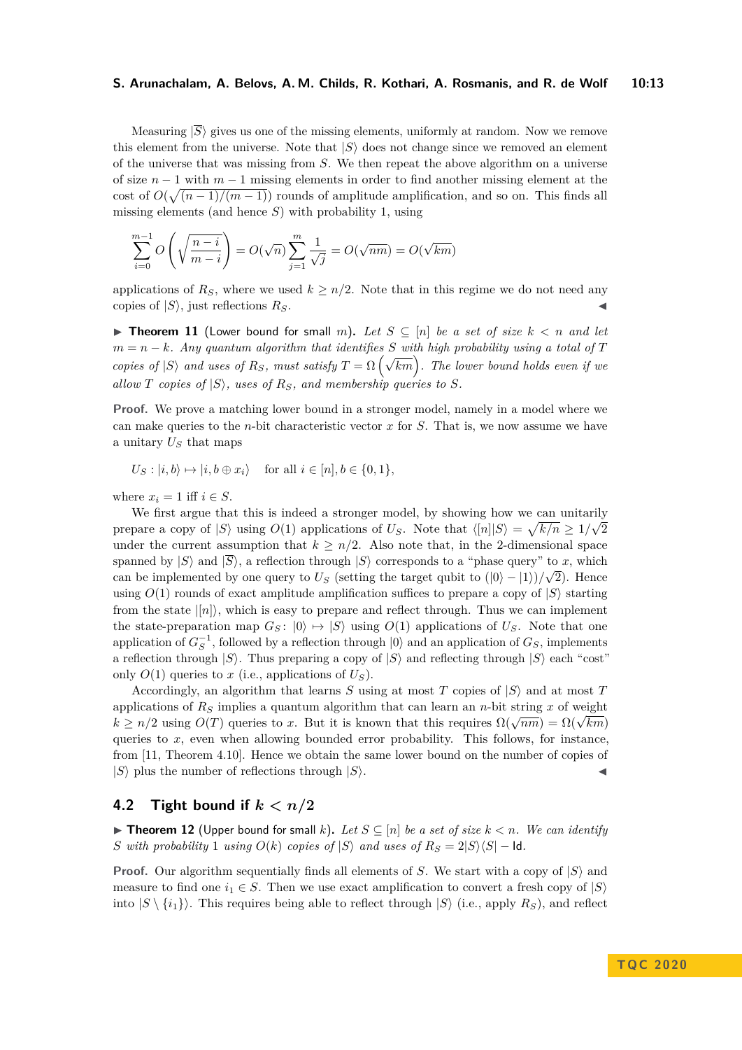Measuring $|\overline{S}\rangle$ gives us one of the missing elements, uniformly at random. Now we remove this element from the universe. Note that $|S\rangle$ does not change since we removed an element of the universe that was missing from $S$. We then repeat the above algorithm on a universe of size $n-1$ with $m-1$ missing elements in order to find another missing element at the cost of $O(\sqrt{(n-1)/(m-1)})$ rounds of amplitude amplification, and so on. This finds all missing elements (and hence $S$) with probability 1, using

$$\sum_{i=0}^{m-1} O\left(\sqrt{\frac{n-i}{m-i}}\right) = O(\sqrt{n}) \sum_{j=1}^{m} \frac{1}{\sqrt{j}} = O(\sqrt{nm}) = O(\sqrt{km})$$

applications of $R_S$, where we used $k \geq n/2$. Note that in this regime we do not need any copies of $|S\rangle$, just reflections $R_S$. ◀

▶ **Theorem 11** (Lower bound for small $m$). *Let $S \subseteq [n]$ be a set of size $k < n$ and let $m = n - k$. Any quantum algorithm that identifies $S$ with high probability using a total of $T$ copies of $|S\rangle$ and uses of $R_S$, must satisfy $T = \Omega\left(\sqrt{km}\right)$. The lower bound holds even if we allow $T$ copies of $|S\rangle$, uses of $R_S$, and membership queries to $S$.*

**Proof.** We prove a matching lower bound in a stronger model, namely in a model where we can make queries to the $n$-bit characteristic vector $x$ for $S$. That is, we now assume we have a unitary $U_S$ that maps

$$U_S : |i, b\rangle \mapsto |i, b \oplus x_i\rangle \quad \text{for all } i \in [n], b \in \{0, 1\},$$

where $x_i = 1$ iff $i \in S$.

We first argue that this is indeed a stronger model, by showing how we can unitarily prepare a copy of $|S\rangle$ using $O(1)$ applications of $U_S$. Note that $\langle [n]|S\rangle = \sqrt{k/n} \geq 1/\sqrt{2}$ under the current assumption that $k \geq n/2$. Also note that, in the 2-dimensional space spanned by $|S\rangle$ and $|\overline{S}\rangle$, a reflection through $|S\rangle$ corresponds to a "phase query" to $x$, which can be implemented by one query to $U_S$ (setting the target qubit to $(|0\rangle - |1\rangle)/\sqrt{2}$). Hence using $O(1)$ rounds of exact amplitude amplification suffices to prepare a copy of $|S\rangle$ starting from the state $|[n]\rangle$, which is easy to prepare and reflect through. Thus we can implement the state-preparation map $G_S \colon |0\rangle \mapsto |S\rangle$ using $O(1)$ applications of $U_S$. Note that one application of $G_S^{-1}$, followed by a reflection through $|0\rangle$ and an application of $G_S$, implements a reflection through $|S\rangle$. Thus preparing a copy of $|S\rangle$ and reflecting through $|S\rangle$ each "cost" only $O(1)$ queries to $x$ (i.e., applications of $U_S$).

Accordingly, an algorithm that learns $S$ using at most $T$ copies of $|S\rangle$ and at most $T$ applications of $R_S$ implies a quantum algorithm that can learn an $n$-bit string $x$ of weight $k \geq n/2$ using $O(T)$ queries to $x$. But it is known that this requires $\Omega(\sqrt{nm}) = \Omega(\sqrt{km})$ queries to $x$, even when allowing bounded error probability. This follows, for instance, from [11, Theorem 4.10]. Hence we obtain the same lower bound on the number of copies of $|S\rangle$ plus the number of reflections through $|S\rangle$. ◀

## 4.2 Tight bound if $k < n/2$

▶ **Theorem 12** (Upper bound for small $k$). *Let $S \subseteq [n]$ be a set of size $k < n$. We can identify $S$ with probability 1 using $O(k)$ copies of $|S\rangle$ and uses of $R_S = 2|S\rangle\langle S| - \mathsf{Id}$.*

**Proof.** Our algorithm sequentially finds all elements of $S$. We start with a copy of $|S\rangle$ and measure to find one $i_1 \in S$. Then we use exact amplification to convert a fresh copy of $|S\rangle$ into $|S \setminus \{i_1\}\rangle$. This requires being able to reflect through $|S\rangle$ (i.e., apply $R_S$), and reflect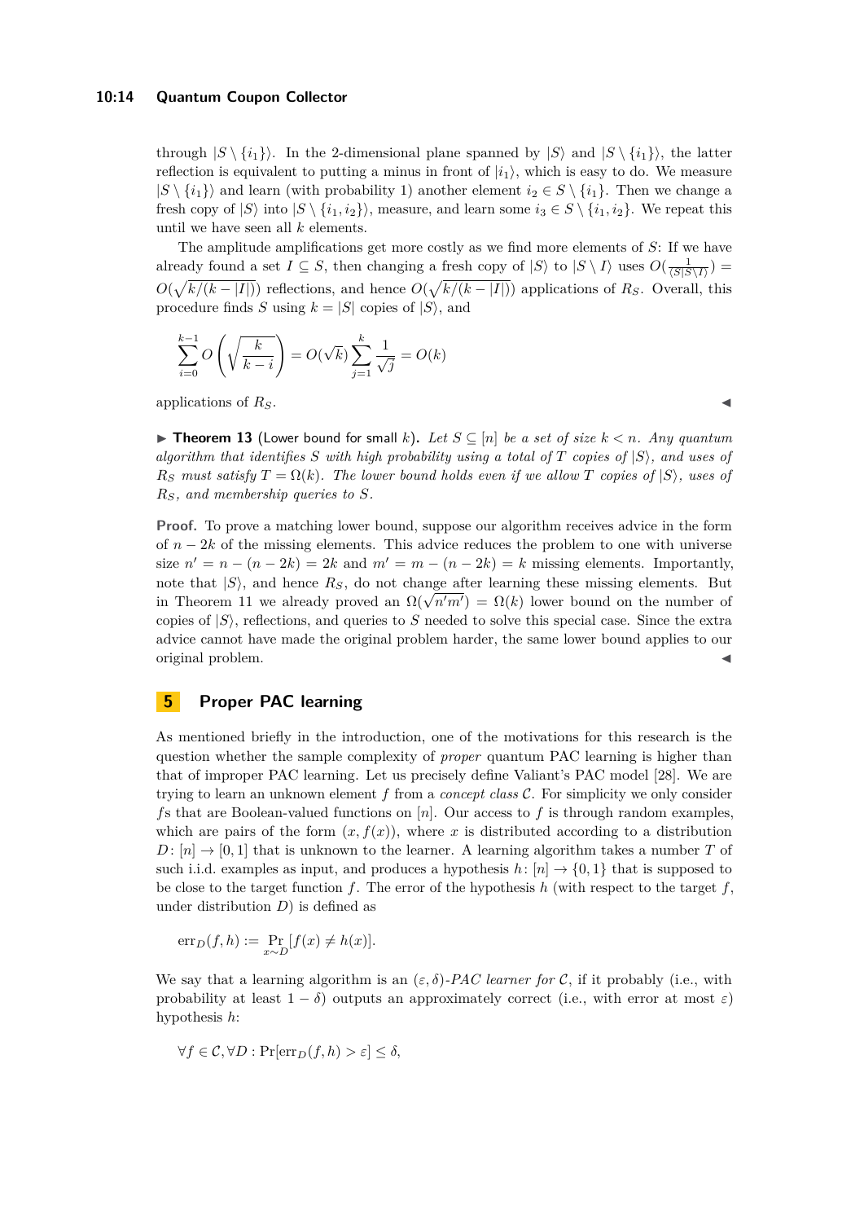through $|S \setminus \{i_1\}\rangle$. In the 2-dimensional plane spanned by $|S\rangle$ and $|S \setminus \{i_1\}\rangle$, the latter reflection is equivalent to putting a minus in front of $|i_1\rangle$, which is easy to do. We measure $|S \setminus \{i_1\}\rangle$ and learn (with probability 1) another element $i_2 \in S \setminus \{i_1\}$. Then we change a fresh copy of $|S\rangle$ into $|S \setminus \{i_1, i_2\}\rangle$, measure, and learn some $i_3 \in S \setminus \{i_1, i_2\}$. We repeat this until we have seen all $k$ elements.

The amplitude amplifications get more costly as we find more elements of $S$: If we have already found a set $I \subseteq S$, then changing a fresh copy of $|S\rangle$ to $|S \setminus I\rangle$ uses $O(\frac{1}{\langle S|S \setminus I\rangle}) = O(\sqrt{k/(k-|I|)})$ reflections, and hence $O(\sqrt{k/(k-|I|)})$ applications of $R_S$. Overall, this procedure finds $S$ using $k = |S|$ copies of $|S\rangle$, and

$$\sum_{i=0}^{k-1} O\left(\sqrt{\frac{k}{k-i}}\right) = O(\sqrt{k}) \sum_{j=1}^{k} \frac{1}{\sqrt{j}} = O(k)$$

applications of $R_S$. ◀

▶ **Theorem 13** (Lower bound for small $k$). *Let $S \subseteq [n]$ be a set of size $k < n$. Any quantum algorithm that identifies $S$ with high probability using a total of $T$ copies of $|S\rangle$, and uses of $R_S$ must satisfy $T = \Omega(k)$. The lower bound holds even if we allow $T$ copies of $|S\rangle$, uses of $R_S$, and membership queries to $S$.*

**Proof.** To prove a matching lower bound, suppose our algorithm receives advice in the form of $n - 2k$ of the missing elements. This advice reduces the problem to one with universe size $n' = n - (n - 2k) = 2k$ and $m' = m - (n - 2k) = k$ missing elements. Importantly, note that $|S\rangle$, and hence $R_S$, do not change after learning these missing elements. But in Theorem 11 we already proved an $\Omega(\sqrt{n'm'}) = \Omega(k)$ lower bound on the number of copies of $|S\rangle$, reflections, and queries to $S$ needed to solve this special case. Since the extra advice cannot have made the original problem harder, the same lower bound applies to our original problem. ◀

## 5 Proper PAC learning

As mentioned briefly in the introduction, one of the motivations for this research is the question whether the sample complexity of *proper* quantum PAC learning is higher than that of improper PAC learning. Let us precisely define Valiant's PAC model [28]. We are trying to learn an unknown element $f$ from a *concept class* $\mathcal{C}$. For simplicity we only consider $f$s that are Boolean-valued functions on $[n]$. Our access to $f$ is through random examples, which are pairs of the form $(x, f(x))$, where $x$ is distributed according to a distribution $D\colon [n] \to [0,1]$ that is unknown to the learner. A learning algorithm takes a number $T$ of such i.i.d. examples as input, and produces a hypothesis $h\colon [n] \to \{0,1\}$ that is supposed to be close to the target function $f$. The error of the hypothesis $h$ (with respect to the target $f$, under distribution $D$) is defined as

$$\mathrm{err}_D(f,h) := \Pr_{x \sim D}[f(x) \neq h(x)].$$

We say that a learning algorithm is an $(\varepsilon, \delta)$-*PAC learner for* $\mathcal{C}$, if it probably (i.e., with probability at least $1 - \delta$) outputs an approximately correct (i.e., with error at most $\varepsilon$) hypothesis $h$:

$$\forall f \in \mathcal{C}, \forall D : \Pr[\mathrm{err}_D(f,h) > \varepsilon] \leq \delta,$$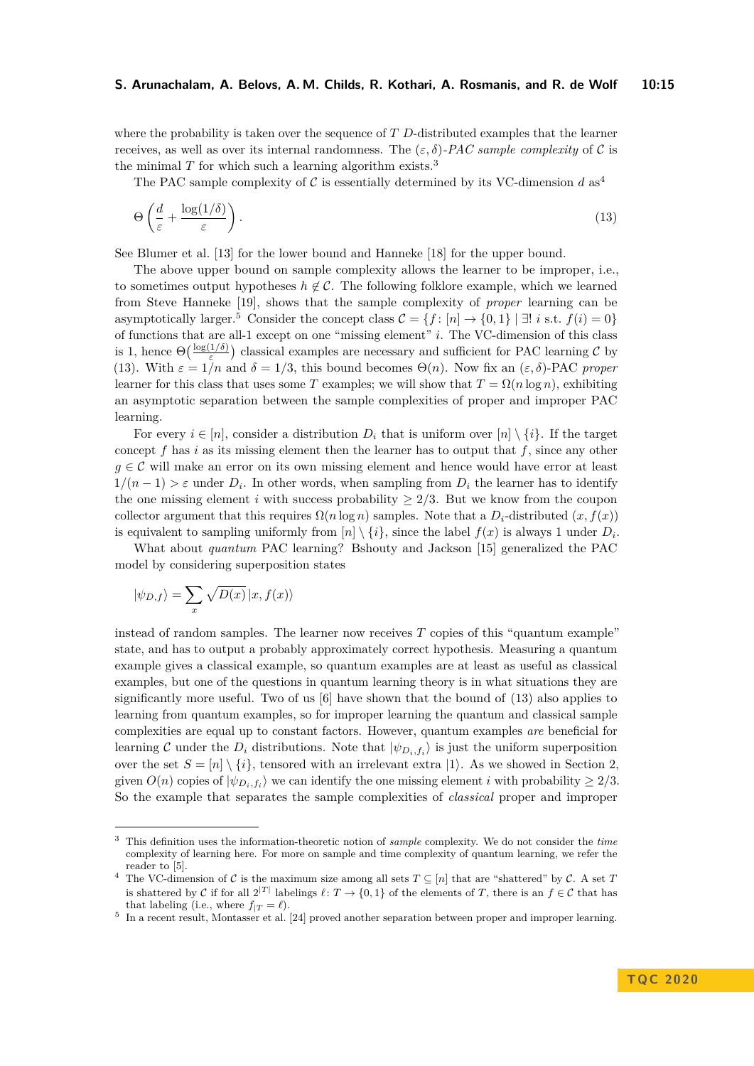where the probability is taken over the sequence of $T$ $D$-distributed examples that the learner receives, as well as over its internal randomness. The $(\varepsilon, \delta)$-*PAC sample complexity* of $\mathcal{C}$ is the minimal $T$ for which such a learning algorithm exists.[3]

The PAC sample complexity of $\mathcal{C}$ is essentially determined by its VC-dimension $d$ as[4]

$$\Theta\left(\frac{d}{\varepsilon} + \frac{\log(1/\delta)}{\varepsilon}\right). \tag{13}$$

See Blumer et al. [13] for the lower bound and Hanneke [18] for the upper bound.

The above upper bound on sample complexity allows the learner to be improper, i.e., to sometimes output hypotheses $h \notin \mathcal{C}$. The following folklore example, which we learned from Steve Hanneke [19], shows that the sample complexity of *proper* learning can be asymptotically larger.[5] Consider the concept class $\mathcal{C} = \{f : [n] \to \{0,1\} \mid \exists!\, i \text{ s.t. } f(i) = 0\}$ of functions that are all-1 except on one "missing element" $i$. The VC-dimension of this class is 1, hence $\Theta(\frac{\log(1/\delta)}{\varepsilon})$ classical examples are necessary and sufficient for PAC learning $\mathcal{C}$ by (13). With $\varepsilon = 1/n$ and $\delta = 1/3$, this bound becomes $\Theta(n)$. Now fix an $(\varepsilon, \delta)$-PAC *proper* learner for this class that uses some $T$ examples; we will show that $T = \Omega(n \log n)$, exhibiting an asymptotic separation between the sample complexities of proper and improper PAC learning.

For every $i \in [n]$, consider a distribution $D_i$ that is uniform over $[n] \setminus \{i\}$. If the target concept $f$ has $i$ as its missing element then the learner has to output that $f$, since any other $g \in \mathcal{C}$ will make an error on its own missing element and hence would have error at least $1/(n-1) > \varepsilon$ under $D_i$. In other words, when sampling from $D_i$ the learner has to identify the one missing element $i$ with success probability $\geq 2/3$. But we know from the coupon collector argument that this requires $\Omega(n \log n)$ samples. Note that a $D_i$-distributed $(x, f(x))$ is equivalent to sampling uniformly from $[n] \setminus \{i\}$, since the label $f(x)$ is always 1 under $D_i$.

What about *quantum* PAC learning? Bshouty and Jackson [15] generalized the PAC model by considering superposition states

$$|\psi_{D,f}\rangle = \sum_x \sqrt{D(x)}\, |x, f(x)\rangle$$

instead of random samples. The learner now receives $T$ copies of this "quantum example" state, and has to output a probably approximately correct hypothesis. Measuring a quantum example gives a classical example, so quantum examples are at least as useful as classical examples, but one of the questions in quantum learning theory is in what situations they are significantly more useful. Two of us [6] have shown that the bound of (13) also applies to learning from quantum examples, so for improper learning the quantum and classical sample complexities are equal up to constant factors. However, quantum examples *are* beneficial for learning $\mathcal{C}$ under the $D_i$ distributions. Note that $|\psi_{D_i,f_i}\rangle$ is just the uniform superposition over the set $S = [n] \setminus \{i\}$, tensored with an irrelevant extra $|1\rangle$. As we showed in Section 2, given $O(n)$ copies of $|\psi_{D_i,f_i}\rangle$ we can identify the one missing element $i$ with probability $\geq 2/3$. So the example that separates the sample complexities of *classical* proper and improper

---

[3] This definition uses the information-theoretic notion of *sample* complexity. We do not consider the *time* complexity of learning here. For more on sample and time complexity of quantum learning, we refer the reader to [5].

[4] The VC-dimension of $\mathcal{C}$ is the maximum size among all sets $T \subseteq [n]$ that are "shattered" by $\mathcal{C}$. A set $T$ is shattered by $\mathcal{C}$ if for all $2^{|T|}$ labelings $\ell : T \to \{0,1\}$ of the elements of $T$, there is an $f \in \mathcal{C}$ that has that labeling (i.e., where $f_{|T} = \ell$).

[5] In a recent result, Montasser et al. [24] proved another separation between proper and improper learning.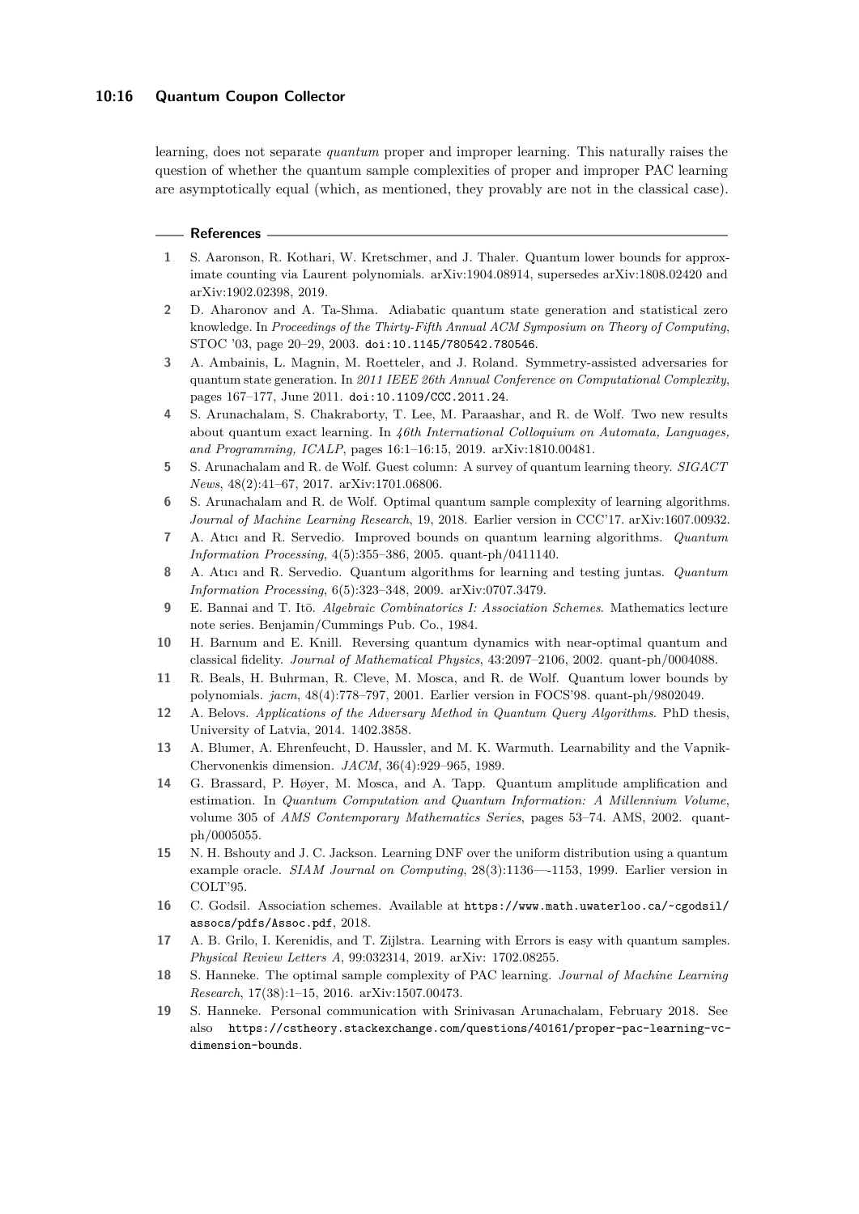learning, does not separate *quantum* proper and improper learning. This naturally raises the question of whether the quantum sample complexities of proper and improper PAC learning are asymptotically equal (which, as mentioned, they provably are not in the classical case).

## References

1. S. Aaronson, R. Kothari, W. Kretschmer, and J. Thaler. Quantum lower bounds for approximate counting via Laurent polynomials. arXiv:1904.08914, supersedes arXiv:1808.02420 and arXiv:1902.02398, 2019.
2. D. Aharonov and A. Ta-Shma. Adiabatic quantum state generation and statistical zero knowledge. In *Proceedings of the Thirty-Fifth Annual ACM Symposium on Theory of Computing*, STOC '03, page 20–29, 2003. doi:10.1145/780542.780546.
3. A. Ambainis, L. Magnin, M. Roetteler, and J. Roland. Symmetry-assisted adversaries for quantum state generation. In *2011 IEEE 26th Annual Conference on Computational Complexity*, pages 167–177, June 2011. doi:10.1109/CCC.2011.24.
4. S. Arunachalam, S. Chakraborty, T. Lee, M. Paraashar, and R. de Wolf. Two new results about quantum exact learning. In *46th International Colloquium on Automata, Languages, and Programming, ICALP*, pages 16:1–16:15, 2019. arXiv:1810.00481.
5. S. Arunachalam and R. de Wolf. Guest column: A survey of quantum learning theory. *SIGACT News*, 48(2):41–67, 2017. arXiv:1701.06806.
6. S. Arunachalam and R. de Wolf. Optimal quantum sample complexity of learning algorithms. *Journal of Machine Learning Research*, 19, 2018. Earlier version in CCC'17. arXiv:1607.00932.
7. A. Atıcı and R. Servedio. Improved bounds on quantum learning algorithms. *Quantum Information Processing*, 4(5):355–386, 2005. quant-ph/0411140.
8. A. Atıcı and R. Servedio. Quantum algorithms for learning and testing juntas. *Quantum Information Processing*, 6(5):323–348, 2009. arXiv:0707.3479.
9. E. Bannai and T. Itō. *Algebraic Combinatorics I: Association Schemes*. Mathematics lecture note series. Benjamin/Cummings Pub. Co., 1984.
10. H. Barnum and E. Knill. Reversing quantum dynamics with near-optimal quantum and classical fidelity. *Journal of Mathematical Physics*, 43:2097–2106, 2002. quant-ph/0004088.
11. R. Beals, H. Buhrman, R. Cleve, M. Mosca, and R. de Wolf. Quantum lower bounds by polynomials. *jacm*, 48(4):778–797, 2001. Earlier version in FOCS'98. quant-ph/9802049.
12. A. Belovs. *Applications of the Adversary Method in Quantum Query Algorithms*. PhD thesis, University of Latvia, 2014. 1402.3858.
13. A. Blumer, A. Ehrenfeucht, D. Haussler, and M. K. Warmuth. Learnability and the Vapnik-Chervonenkis dimension. *JACM*, 36(4):929–965, 1989.
14. G. Brassard, P. Høyer, M. Mosca, and A. Tapp. Quantum amplitude amplification and estimation. In *Quantum Computation and Quantum Information: A Millennium Volume*, volume 305 of *AMS Contemporary Mathematics Series*, pages 53–74. AMS, 2002. quant-ph/0005055.
15. N. H. Bshouty and J. C. Jackson. Learning DNF over the uniform distribution using a quantum example oracle. *SIAM Journal on Computing*, 28(3):1136—-1153, 1999. Earlier version in COLT'95.
16. C. Godsil. Association schemes. Available at https://www.math.uwaterloo.ca/~cgodsil/assocs/pdfs/Assoc.pdf, 2018.
17. A. B. Grilo, I. Kerenidis, and T. Zijlstra. Learning with Errors is easy with quantum samples. *Physical Review Letters A*, 99:032314, 2019. arXiv: 1702.08255.
18. S. Hanneke. The optimal sample complexity of PAC learning. *Journal of Machine Learning Research*, 17(38):1–15, 2016. arXiv:1507.00473.
19. S. Hanneke. Personal communication with Srinivasan Arunachalam, February 2018. See also https://cstheory.stackexchange.com/questions/40161/proper-pac-learning-vc-dimension-bounds.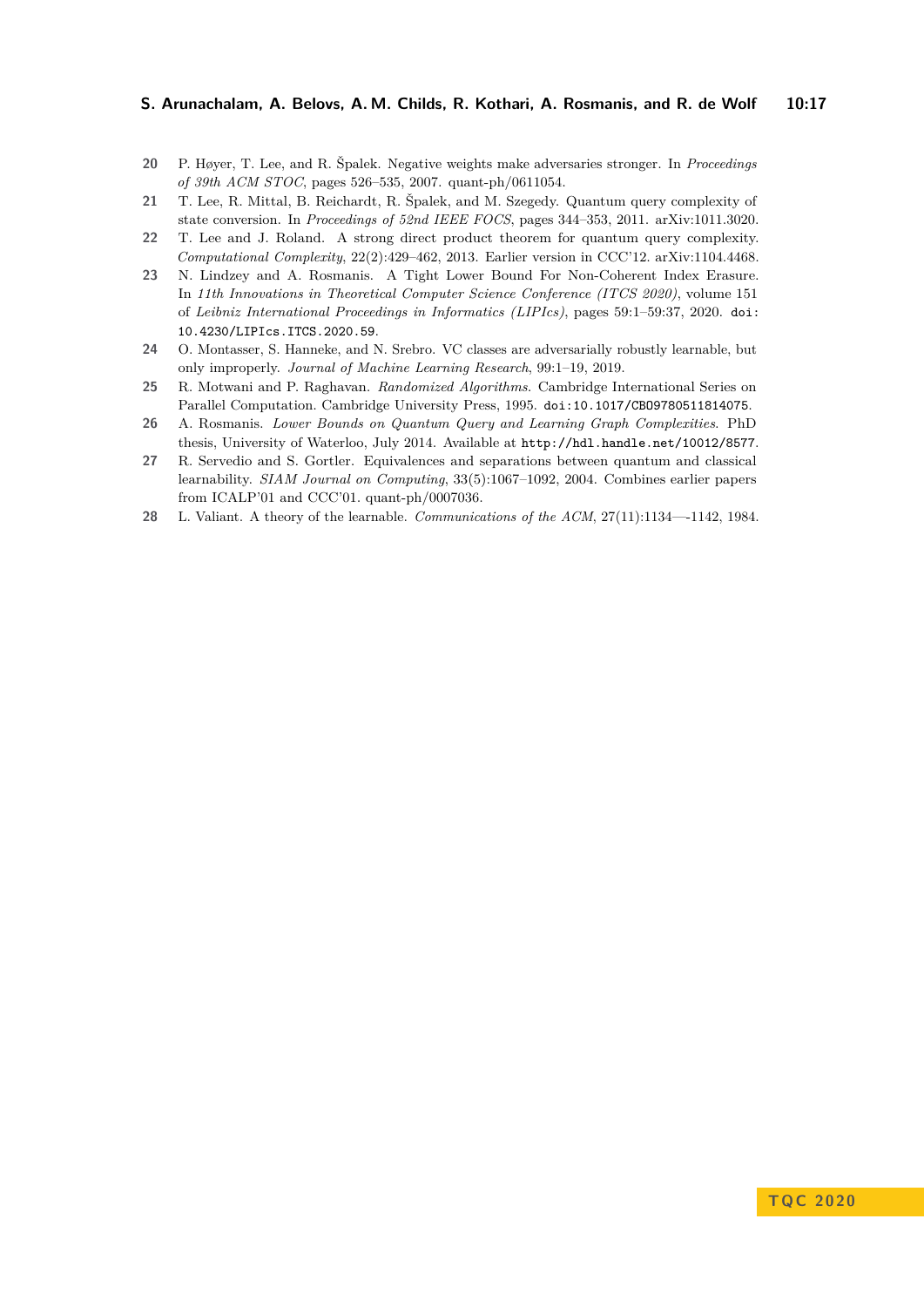20 P. Høyer, T. Lee, and R. Špalek. Negative weights make adversaries stronger. In *Proceedings of 39th ACM STOC*, pages 526–535, 2007. quant-ph/0611054.

21 T. Lee, R. Mittal, B. Reichardt, R. Špalek, and M. Szegedy. Quantum query complexity of state conversion. In *Proceedings of 52nd IEEE FOCS*, pages 344–353, 2011. arXiv:1011.3020.

22 T. Lee and J. Roland. A strong direct product theorem for quantum query complexity. *Computational Complexity*, 22(2):429–462, 2013. Earlier version in CCC'12. arXiv:1104.4468.

23 N. Lindzey and A. Rosmanis. A Tight Lower Bound For Non-Coherent Index Erasure. In *11th Innovations in Theoretical Computer Science Conference (ITCS 2020)*, volume 151 of *Leibniz International Proceedings in Informatics (LIPIcs)*, pages 59:1–59:37, 2020. doi:10.4230/LIPIcs.ITCS.2020.59.

24 O. Montasser, S. Hanneke, and N. Srebro. VC classes are adversarially robustly learnable, but only improperly. *Journal of Machine Learning Research*, 99:1–19, 2019.

25 R. Motwani and P. Raghavan. *Randomized Algorithms*. Cambridge International Series on Parallel Computation. Cambridge University Press, 1995. doi:10.1017/CBO9780511814075.

26 A. Rosmanis. *Lower Bounds on Quantum Query and Learning Graph Complexities*. PhD thesis, University of Waterloo, July 2014. Available at http://hdl.handle.net/10012/8577.

27 R. Servedio and S. Gortler. Equivalences and separations between quantum and classical learnability. *SIAM Journal on Computing*, 33(5):1067–1092, 2004. Combines earlier papers from ICALP'01 and CCC'01. quant-ph/0007036.

28 L. Valiant. A theory of the learnable. *Communications of the ACM*, 27(11):1134—-1142, 1984.